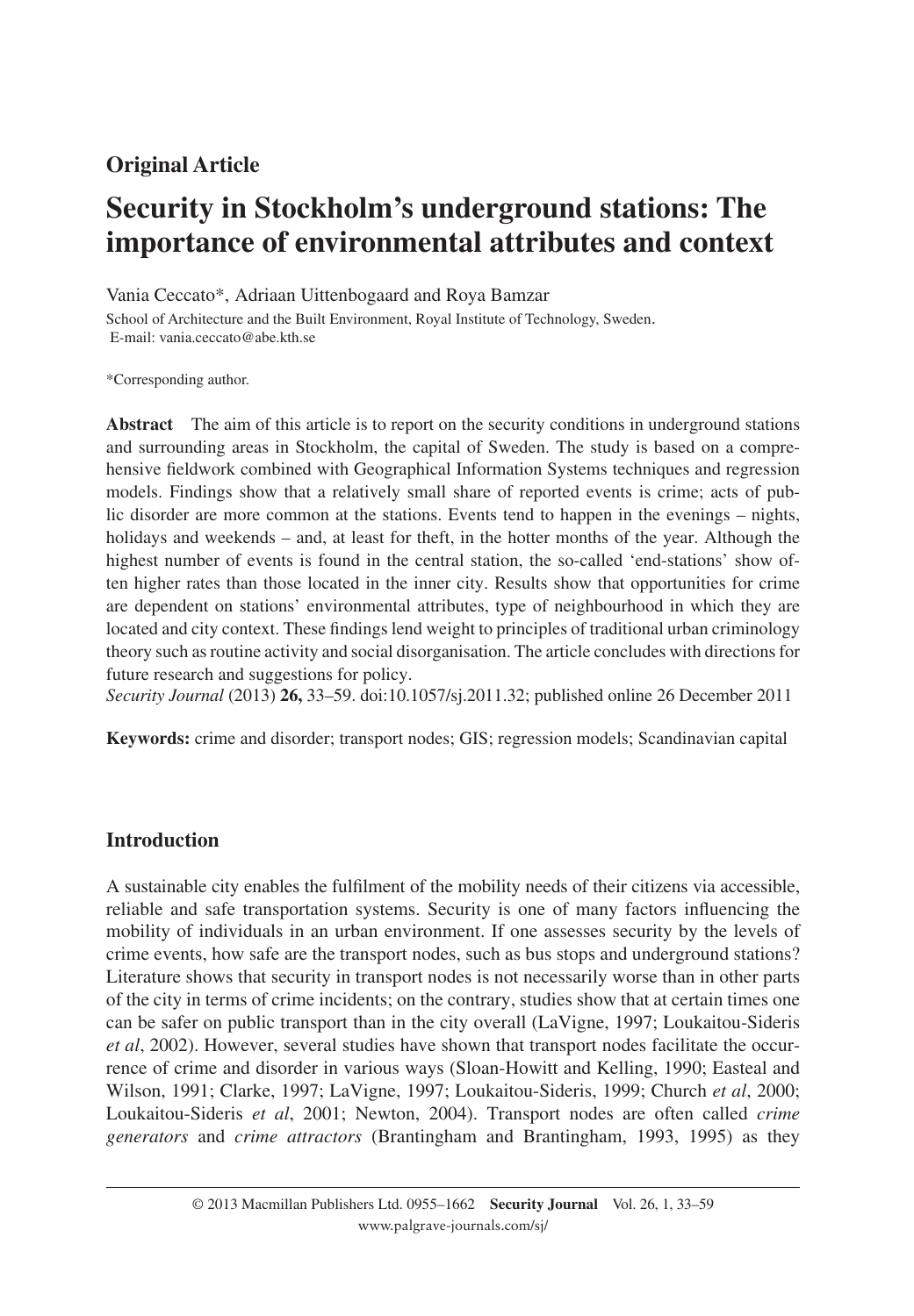**Original Article**

# Security in Stockholm's underground stations: The importance of environmental attributes and context

Vania Ceccato*, Adriaan Uittenbogaard and Roya Bamzar

School of Architecture and the Built Environment, Royal Institute of Technology, Sweden.
E-mail: vania.ceccato@abe.kth.se

*Corresponding author.

**Abstract** The aim of this article is to report on the security conditions in underground stations and surrounding areas in Stockholm, the capital of Sweden. The study is based on a comprehensive fieldwork combined with Geographical Information Systems techniques and regression models. Findings show that a relatively small share of reported events is crime; acts of public disorder are more common at the stations. Events tend to happen in the evenings – nights, holidays and weekends – and, at least for theft, in the hotter months of the year. Although the highest number of events is found in the central station, the so-called 'end-stations' show often higher rates than those located in the inner city. Results show that opportunities for crime are dependent on stations' environmental attributes, type of neighbourhood in which they are located and city context. These findings lend weight to principles of traditional urban criminology theory such as routine activity and social disorganisation. The article concludes with directions for future research and suggestions for policy.

*Security Journal* (2013) **26,** 33–59. doi:10.1057/sj.2011.32; published online 26 December 2011

**Keywords:** crime and disorder; transport nodes; GIS; regression models; Scandinavian capital

## Introduction

A sustainable city enables the fulfilment of the mobility needs of their citizens via accessible, reliable and safe transportation systems. Security is one of many factors influencing the mobility of individuals in an urban environment. If one assesses security by the levels of crime events, how safe are the transport nodes, such as bus stops and underground stations? Literature shows that security in transport nodes is not necessarily worse than in other parts of the city in terms of crime incidents; on the contrary, studies show that at certain times one can be safer on public transport than in the city overall (LaVigne, 1997; Loukaitou-Sideris *et al*, 2002). However, several studies have shown that transport nodes facilitate the occurrence of crime and disorder in various ways (Sloan-Howitt and Kelling, 1990; Easteal and Wilson, 1991; Clarke, 1997; LaVigne, 1997; Loukaitou-Sideris, 1999; Church *et al*, 2000; Loukaitou-Sideris *et al*, 2001; Newton, 2004). Transport nodes are often called *crime generators* and *crime attractors* (Brantingham and Brantingham, 1993, 1995) as they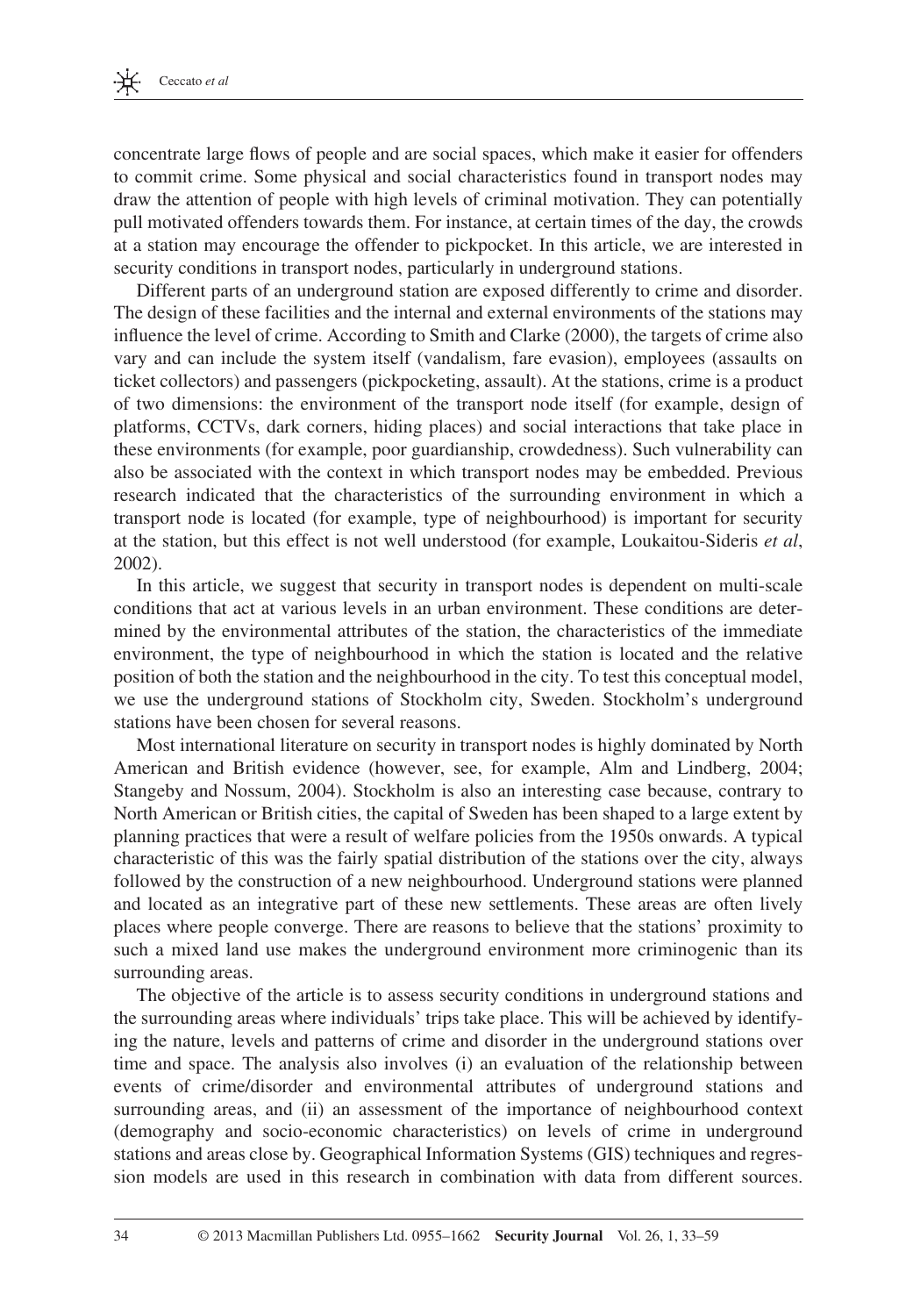concentrate large flows of people and are social spaces, which make it easier for offenders to commit crime. Some physical and social characteristics found in transport nodes may draw the attention of people with high levels of criminal motivation. They can potentially pull motivated offenders towards them. For instance, at certain times of the day, the crowds at a station may encourage the offender to pickpocket. In this article, we are interested in security conditions in transport nodes, particularly in underground stations.

Different parts of an underground station are exposed differently to crime and disorder. The design of these facilities and the internal and external environments of the stations may influence the level of crime. According to Smith and Clarke (2000), the targets of crime also vary and can include the system itself (vandalism, fare evasion), employees (assaults on ticket collectors) and passengers (pickpocketing, assault). At the stations, crime is a product of two dimensions: the environment of the transport node itself (for example, design of platforms, CCTVs, dark corners, hiding places) and social interactions that take place in these environments (for example, poor guardianship, crowdedness). Such vulnerability can also be associated with the context in which transport nodes may be embedded. Previous research indicated that the characteristics of the surrounding environment in which a transport node is located (for example, type of neighbourhood) is important for security at the station, but this effect is not well understood (for example, Loukaitou-Sideris *et al*, 2002).

In this article, we suggest that security in transport nodes is dependent on multi-scale conditions that act at various levels in an urban environment. These conditions are determined by the environmental attributes of the station, the characteristics of the immediate environment, the type of neighbourhood in which the station is located and the relative position of both the station and the neighbourhood in the city. To test this conceptual model, we use the underground stations of Stockholm city, Sweden. Stockholm's underground stations have been chosen for several reasons.

Most international literature on security in transport nodes is highly dominated by North American and British evidence (however, see, for example, Alm and Lindberg, 2004; Stangeby and Nossum, 2004). Stockholm is also an interesting case because, contrary to North American or British cities, the capital of Sweden has been shaped to a large extent by planning practices that were a result of welfare policies from the 1950s onwards. A typical characteristic of this was the fairly spatial distribution of the stations over the city, always followed by the construction of a new neighbourhood. Underground stations were planned and located as an integrative part of these new settlements. These areas are often lively places where people converge. There are reasons to believe that the stations' proximity to such a mixed land use makes the underground environment more criminogenic than its surrounding areas.

The objective of the article is to assess security conditions in underground stations and the surrounding areas where individuals' trips take place. This will be achieved by identifying the nature, levels and patterns of crime and disorder in the underground stations over time and space. The analysis also involves (i) an evaluation of the relationship between events of crime/disorder and environmental attributes of underground stations and surrounding areas, and (ii) an assessment of the importance of neighbourhood context (demography and socio-economic characteristics) on levels of crime in underground stations and areas close by. Geographical Information Systems (GIS) techniques and regression models are used in this research in combination with data from different sources.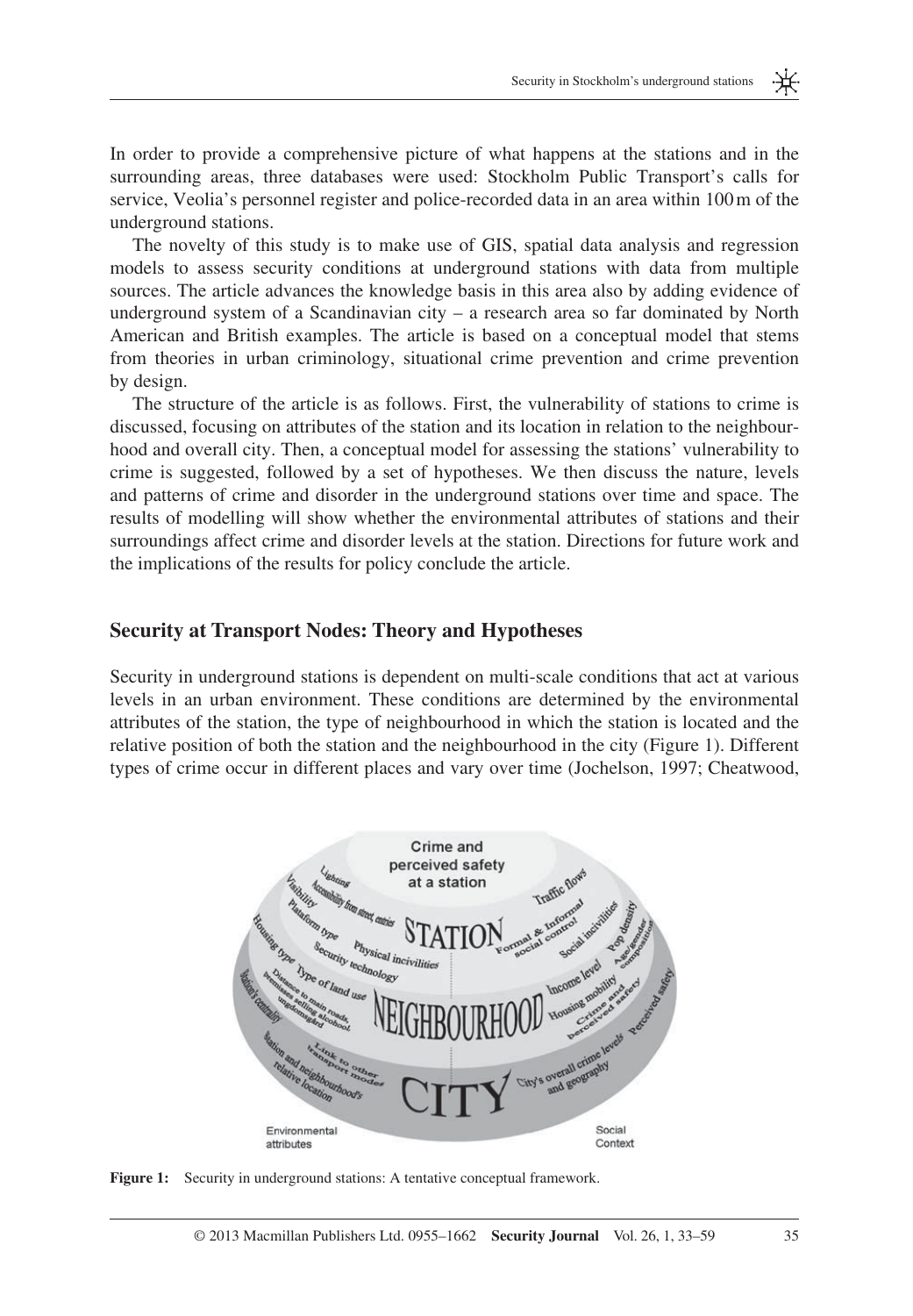In order to provide a comprehensive picture of what happens at the stations and in the surrounding areas, three databases were used: Stockholm Public Transport's calls for service, Veolia's personnel register and police-recorded data in an area within 100 m of the underground stations.

The novelty of this study is to make use of GIS, spatial data analysis and regression models to assess security conditions at underground stations with data from multiple sources. The article advances the knowledge basis in this area also by adding evidence of underground system of a Scandinavian city – a research area so far dominated by North American and British examples. The article is based on a conceptual model that stems from theories in urban criminology, situational crime prevention and crime prevention by design.

The structure of the article is as follows. First, the vulnerability of stations to crime is discussed, focusing on attributes of the station and its location in relation to the neighbourhood and overall city. Then, a conceptual model for assessing the stations' vulnerability to crime is suggested, followed by a set of hypotheses. We then discuss the nature, levels and patterns of crime and disorder in the underground stations over time and space. The results of modelling will show whether the environmental attributes of stations and their surroundings affect crime and disorder levels at the station. Directions for future work and the implications of the results for policy conclude the article.

## Security at Transport Nodes: Theory and Hypotheses

Security in underground stations is dependent on multi-scale conditions that act at various levels in an urban environment. These conditions are determined by the environmental attributes of the station, the type of neighbourhood in which the station is located and the relative position of both the station and the neighbourhood in the city (Figure 1). Different types of crime occur in different places and vary over time (Jochelson, 1997; Cheatwood,

**Figure 1:** Security in underground stations: A tentative conceptual framework.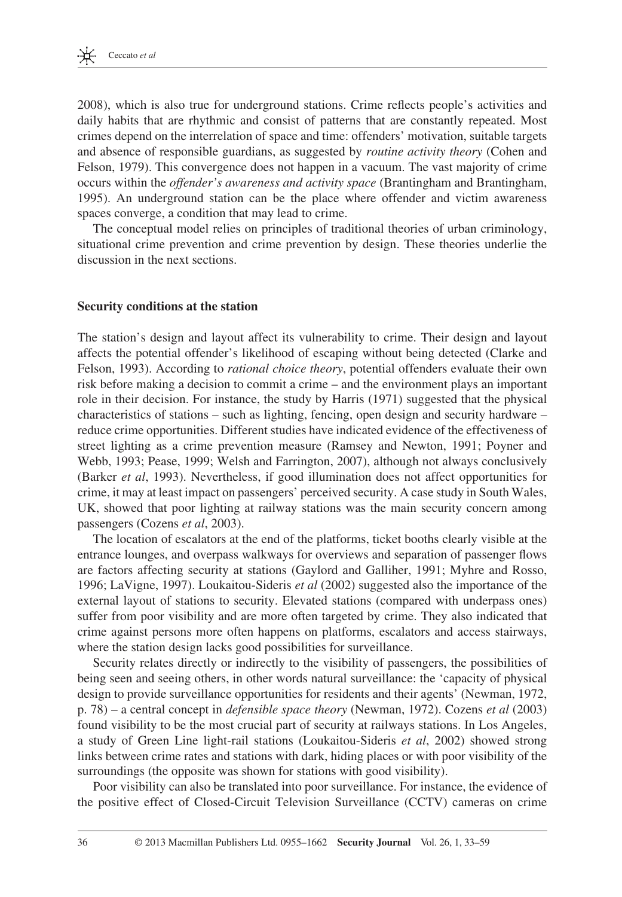2008), which is also true for underground stations. Crime reflects people's activities and daily habits that are rhythmic and consist of patterns that are constantly repeated. Most crimes depend on the interrelation of space and time: offenders' motivation, suitable targets and absence of responsible guardians, as suggested by *routine activity theory* (Cohen and Felson, 1979). This convergence does not happen in a vacuum. The vast majority of crime occurs within the *offender's awareness and activity space* (Brantingham and Brantingham, 1995). An underground station can be the place where offender and victim awareness spaces converge, a condition that may lead to crime.

The conceptual model relies on principles of traditional theories of urban criminology, situational crime prevention and crime prevention by design. These theories underlie the discussion in the next sections.

### Security conditions at the station

The station's design and layout affect its vulnerability to crime. Their design and layout affects the potential offender's likelihood of escaping without being detected (Clarke and Felson, 1993). According to *rational choice theory*, potential offenders evaluate their own risk before making a decision to commit a crime – and the environment plays an important role in their decision. For instance, the study by Harris (1971) suggested that the physical characteristics of stations – such as lighting, fencing, open design and security hardware – reduce crime opportunities. Different studies have indicated evidence of the effectiveness of street lighting as a crime prevention measure (Ramsey and Newton, 1991; Poyner and Webb, 1993; Pease, 1999; Welsh and Farrington, 2007), although not always conclusively (Barker *et al*, 1993). Nevertheless, if good illumination does not affect opportunities for crime, it may at least impact on passengers' perceived security. A case study in South Wales, UK, showed that poor lighting at railway stations was the main security concern among passengers (Cozens *et al*, 2003).

The location of escalators at the end of the platforms, ticket booths clearly visible at the entrance lounges, and overpass walkways for overviews and separation of passenger flows are factors affecting security at stations (Gaylord and Galliher, 1991; Myhre and Rosso, 1996; LaVigne, 1997). Loukaitou-Sideris *et al* (2002) suggested also the importance of the external layout of stations to security. Elevated stations (compared with underpass ones) suffer from poor visibility and are more often targeted by crime. They also indicated that crime against persons more often happens on platforms, escalators and access stairways, where the station design lacks good possibilities for surveillance.

Security relates directly or indirectly to the visibility of passengers, the possibilities of being seen and seeing others, in other words natural surveillance: the 'capacity of physical design to provide surveillance opportunities for residents and their agents' (Newman, 1972, p. 78) – a central concept in *defensible space theory* (Newman, 1972). Cozens *et al* (2003) found visibility to be the most crucial part of security at railways stations. In Los Angeles, a study of Green Line light-rail stations (Loukaitou-Sideris *et al*, 2002) showed strong links between crime rates and stations with dark, hiding places or with poor visibility of the surroundings (the opposite was shown for stations with good visibility).

Poor visibility can also be translated into poor surveillance. For instance, the evidence of the positive effect of Closed-Circuit Television Surveillance (CCTV) cameras on crime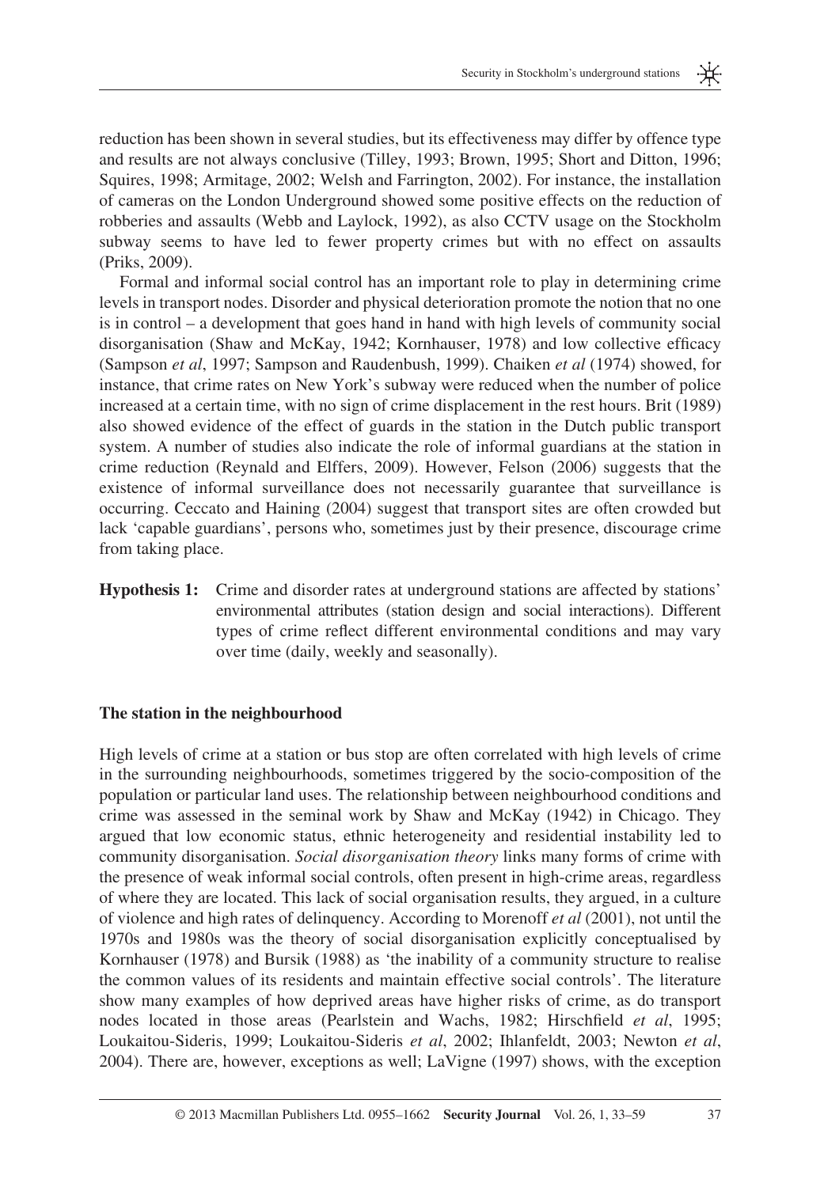reduction has been shown in several studies, but its effectiveness may differ by offence type and results are not always conclusive (Tilley, 1993; Brown, 1995; Short and Ditton, 1996; Squires, 1998; Armitage, 2002; Welsh and Farrington, 2002). For instance, the installation of cameras on the London Underground showed some positive effects on the reduction of robberies and assaults (Webb and Laylock, 1992), as also CCTV usage on the Stockholm subway seems to have led to fewer property crimes but with no effect on assaults (Priks, 2009).

Formal and informal social control has an important role to play in determining crime levels in transport nodes. Disorder and physical deterioration promote the notion that no one is in control – a development that goes hand in hand with high levels of community social disorganisation (Shaw and McKay, 1942; Kornhauser, 1978) and low collective efficacy (Sampson *et al*, 1997; Sampson and Raudenbush, 1999). Chaiken *et al* (1974) showed, for instance, that crime rates on New York's subway were reduced when the number of police increased at a certain time, with no sign of crime displacement in the rest hours. Brit (1989) also showed evidence of the effect of guards in the station in the Dutch public transport system. A number of studies also indicate the role of informal guardians at the station in crime reduction (Reynald and Elffers, 2009). However, Felson (2006) suggests that the existence of informal surveillance does not necessarily guarantee that surveillance is occurring. Ceccato and Haining (2004) suggest that transport sites are often crowded but lack 'capable guardians', persons who, sometimes just by their presence, discourage crime from taking place.

**Hypothesis 1:** Crime and disorder rates at underground stations are affected by stations' environmental attributes (station design and social interactions). Different types of crime reflect different environmental conditions and may vary over time (daily, weekly and seasonally).

### The station in the neighbourhood

High levels of crime at a station or bus stop are often correlated with high levels of crime in the surrounding neighbourhoods, sometimes triggered by the socio-composition of the population or particular land uses. The relationship between neighbourhood conditions and crime was assessed in the seminal work by Shaw and McKay (1942) in Chicago. They argued that low economic status, ethnic heterogeneity and residential instability led to community disorganisation. *Social disorganisation theory* links many forms of crime with the presence of weak informal social controls, often present in high-crime areas, regardless of where they are located. This lack of social organisation results, they argued, in a culture of violence and high rates of delinquency. According to Morenoff *et al* (2001), not until the 1970s and 1980s was the theory of social disorganisation explicitly conceptualised by Kornhauser (1978) and Bursik (1988) as 'the inability of a community structure to realise the common values of its residents and maintain effective social controls'. The literature show many examples of how deprived areas have higher risks of crime, as do transport nodes located in those areas (Pearlstein and Wachs, 1982; Hirschfield *et al*, 1995; Loukaitou-Sideris, 1999; Loukaitou-Sideris *et al*, 2002; Ihlanfeldt, 2003; Newton *et al*, 2004). There are, however, exceptions as well; LaVigne (1997) shows, with the exception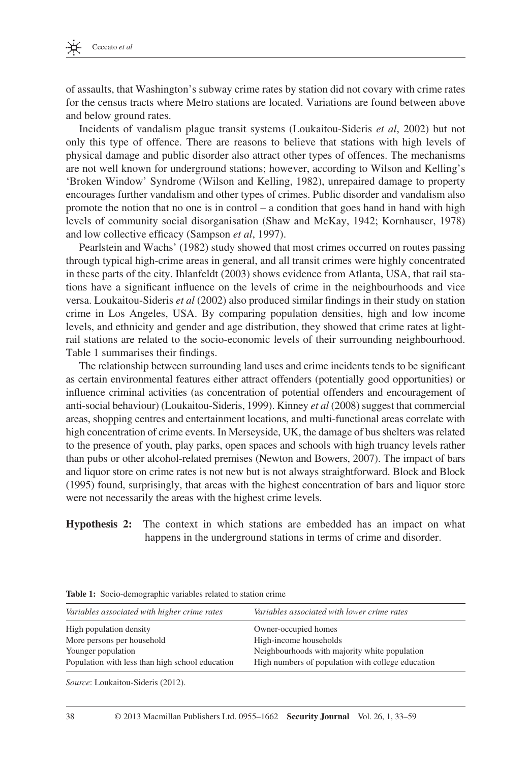of assaults, that Washington's subway crime rates by station did not covary with crime rates for the census tracts where Metro stations are located. Variations are found between above and below ground rates.

Incidents of vandalism plague transit systems (Loukaitou-Sideris *et al*, 2002) but not only this type of offence. There are reasons to believe that stations with high levels of physical damage and public disorder also attract other types of offences. The mechanisms are not well known for underground stations; however, according to Wilson and Kelling's 'Broken Window' Syndrome (Wilson and Kelling, 1982), unrepaired damage to property encourages further vandalism and other types of crimes. Public disorder and vandalism also promote the notion that no one is in control – a condition that goes hand in hand with high levels of community social disorganisation (Shaw and McKay, 1942; Kornhauser, 1978) and low collective efficacy (Sampson *et al*, 1997).

Pearlstein and Wachs' (1982) study showed that most crimes occurred on routes passing through typical high-crime areas in general, and all transit crimes were highly concentrated in these parts of the city. Ihlanfeldt (2003) shows evidence from Atlanta, USA, that rail stations have a significant influence on the levels of crime in the neighbourhoods and vice versa. Loukaitou-Sideris *et al* (2002) also produced similar findings in their study on station crime in Los Angeles, USA. By comparing population densities, high and low income levels, and ethnicity and gender and age distribution, they showed that crime rates at light-rail stations are related to the socio-economic levels of their surrounding neighbourhood. Table 1 summarises their findings.

The relationship between surrounding land uses and crime incidents tends to be significant as certain environmental features either attract offenders (potentially good opportunities) or influence criminal activities (as concentration of potential offenders and encouragement of anti-social behaviour) (Loukaitou-Sideris, 1999). Kinney *et al* (2008) suggest that commercial areas, shopping centres and entertainment locations, and multi-functional areas correlate with high concentration of crime events. In Merseyside, UK, the damage of bus shelters was related to the presence of youth, play parks, open spaces and schools with high truancy levels rather than pubs or other alcohol-related premises (Newton and Bowers, 2007). The impact of bars and liquor store on crime rates is not new but is not always straightforward. Block and Block (1995) found, surprisingly, that areas with the highest concentration of bars and liquor store were not necessarily the areas with the highest crime levels.

**Hypothesis 2:** The context in which stations are embedded has an impact on what happens in the underground stations in terms of crime and disorder.

**Table 1:** Socio-demographic variables related to station crime

| *Variables associated with higher crime rates* | *Variables associated with lower crime rates* |
|---|---|
| High population density | Owner-occupied homes |
| More persons per household | High-income households |
| Younger population | Neighbourhoods with majority white population |
| Population with less than high school education | High numbers of population with college education |

*Source*: Loukaitou-Sideris (2012).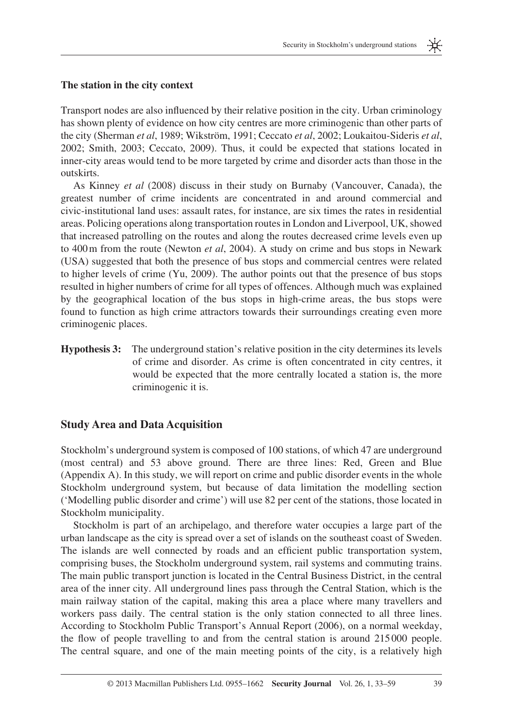### The station in the city context

Transport nodes are also influenced by their relative position in the city. Urban criminology has shown plenty of evidence on how city centres are more criminogenic than other parts of the city (Sherman *et al*, 1989; Wikström, 1991; Ceccato *et al*, 2002; Loukaitou-Sideris *et al*, 2002; Smith, 2003; Ceccato, 2009). Thus, it could be expected that stations located in inner-city areas would tend to be more targeted by crime and disorder acts than those in the outskirts.

As Kinney *et al* (2008) discuss in their study on Burnaby (Vancouver, Canada), the greatest number of crime incidents are concentrated in and around commercial and civic-institutional land uses: assault rates, for instance, are six times the rates in residential areas. Policing operations along transportation routes in London and Liverpool, UK, showed that increased patrolling on the routes and along the routes decreased crime levels even up to 400 m from the route (Newton *et al*, 2004). A study on crime and bus stops in Newark (USA) suggested that both the presence of bus stops and commercial centres were related to higher levels of crime (Yu, 2009). The author points out that the presence of bus stops resulted in higher numbers of crime for all types of offences. Although much was explained by the geographical location of the bus stops in high-crime areas, the bus stops were found to function as high crime attractors towards their surroundings creating even more criminogenic places.

**Hypothesis 3:** The underground station's relative position in the city determines its levels of crime and disorder. As crime is often concentrated in city centres, it would be expected that the more centrally located a station is, the more criminogenic it is.

## Study Area and Data Acquisition

Stockholm's underground system is composed of 100 stations, of which 47 are underground (most central) and 53 above ground. There are three lines: Red, Green and Blue (Appendix A). In this study, we will report on crime and public disorder events in the whole Stockholm underground system, but because of data limitation the modelling section ('Modelling public disorder and crime') will use 82 per cent of the stations, those located in Stockholm municipality.

Stockholm is part of an archipelago, and therefore water occupies a large part of the urban landscape as the city is spread over a set of islands on the southeast coast of Sweden. The islands are well connected by roads and an efficient public transportation system, comprising buses, the Stockholm underground system, rail systems and commuting trains. The main public transport junction is located in the Central Business District, in the central area of the inner city. All underground lines pass through the Central Station, which is the main railway station of the capital, making this area a place where many travellers and workers pass daily. The central station is the only station connected to all three lines. According to Stockholm Public Transport's Annual Report (2006), on a normal weekday, the flow of people travelling to and from the central station is around 215 000 people. The central square, and one of the main meeting points of the city, is a relatively high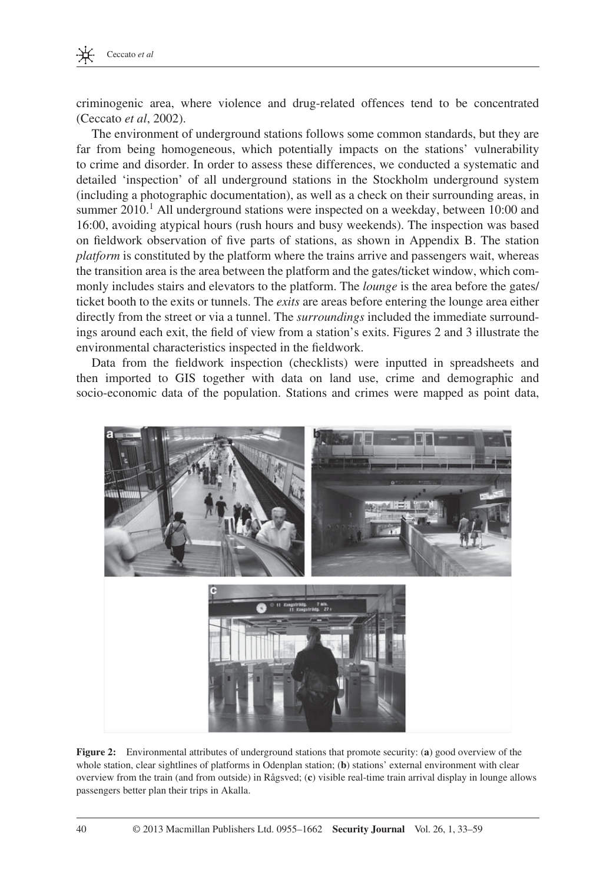criminogenic area, where violence and drug-related offences tend to be concentrated (Ceccato *et al*, 2002).

The environment of underground stations follows some common standards, but they are far from being homogeneous, which potentially impacts on the stations' vulnerability to crime and disorder. In order to assess these differences, we conducted a systematic and detailed 'inspection' of all underground stations in the Stockholm underground system (including a photographic documentation), as well as a check on their surrounding areas, in summer 2010.[1] All underground stations were inspected on a weekday, between 10:00 and 16:00, avoiding atypical hours (rush hours and busy weekends). The inspection was based on fieldwork observation of five parts of stations, as shown in Appendix B. The station *platform* is constituted by the platform where the trains arrive and passengers wait, whereas the transition area is the area between the platform and the gates/ticket window, which commonly includes stairs and elevators to the platform. The *lounge* is the area before the gates/ticket booth to the exits or tunnels. The *exits* are areas before entering the lounge area either directly from the street or via a tunnel. The *surroundings* included the immediate surroundings around each exit, the field of view from a station's exits. Figures 2 and 3 illustrate the environmental characteristics inspected in the fieldwork.

Data from the fieldwork inspection (checklists) were inputted in spreadsheets and then imported to GIS together with data on land use, crime and demographic and socio-economic data of the population. Stations and crimes were mapped as point data,

**Figure 2:** Environmental attributes of underground stations that promote security: (**a**) good overview of the whole station, clear sightlines of platforms in Odenplan station; (**b**) stations' external environment with clear overview from the train (and from outside) in Rågsved; (**c**) visible real-time train arrival display in lounge allows passengers better plan their trips in Akalla.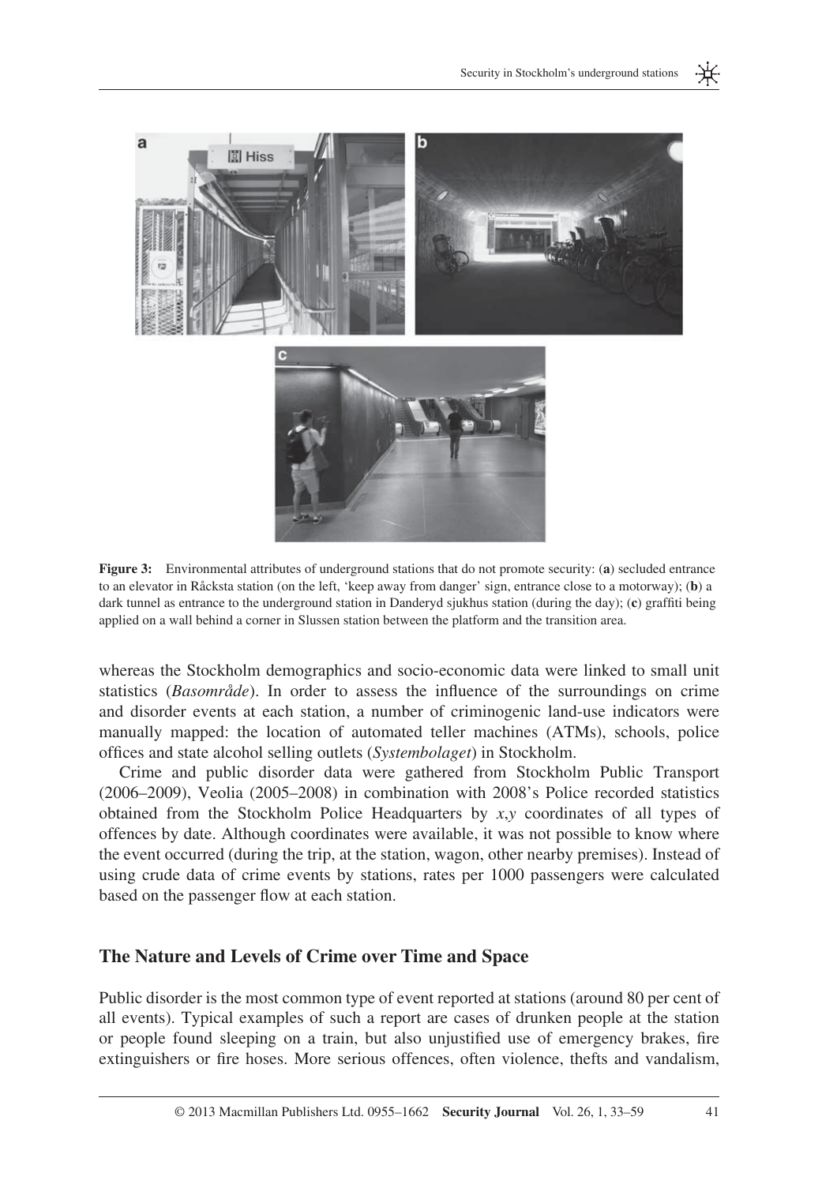**Figure 3:** Environmental attributes of underground stations that do not promote security: (**a**) secluded entrance to an elevator in Råcksta station (on the left, 'keep away from danger' sign, entrance close to a motorway); (**b**) a dark tunnel as entrance to the underground station in Danderyd sjukhus station (during the day); (**c**) graffiti being applied on a wall behind a corner in Slussen station between the platform and the transition area.

whereas the Stockholm demographics and socio-economic data were linked to small unit statistics (*Basområde*). In order to assess the influence of the surroundings on crime and disorder events at each station, a number of criminogenic land-use indicators were manually mapped: the location of automated teller machines (ATMs), schools, police offices and state alcohol selling outlets (*Systembolaget*) in Stockholm.

Crime and public disorder data were gathered from Stockholm Public Transport (2006–2009), Veolia (2005–2008) in combination with 2008's Police recorded statistics obtained from the Stockholm Police Headquarters by $x$,$y$ coordinates of all types of offences by date. Although coordinates were available, it was not possible to know where the event occurred (during the trip, at the station, wagon, other nearby premises). Instead of using crude data of crime events by stations, rates per 1000 passengers were calculated based on the passenger flow at each station.

## The Nature and Levels of Crime over Time and Space

Public disorder is the most common type of event reported at stations (around 80 per cent of all events). Typical examples of such a report are cases of drunken people at the station or people found sleeping on a train, but also unjustified use of emergency brakes, fire extinguishers or fire hoses. More serious offences, often violence, thefts and vandalism,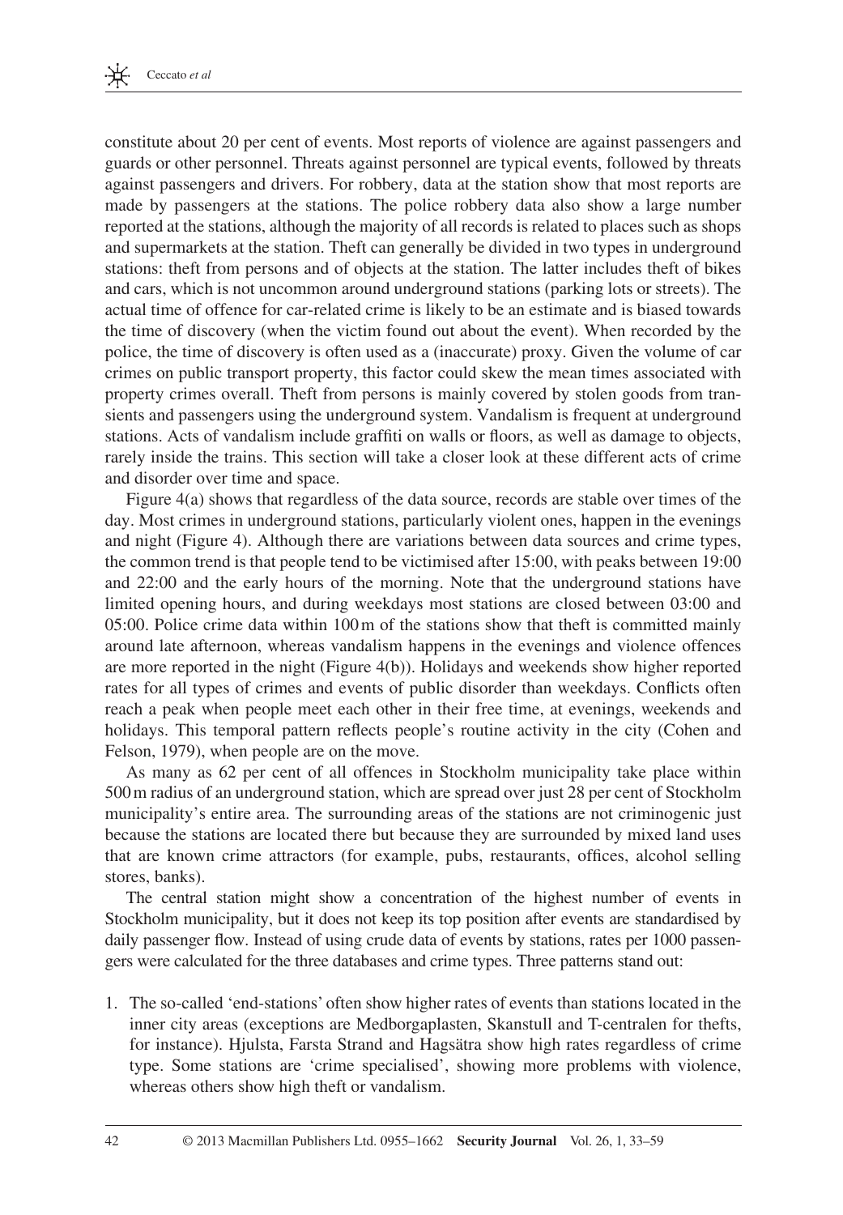constitute about 20 per cent of events. Most reports of violence are against passengers and guards or other personnel. Threats against personnel are typical events, followed by threats against passengers and drivers. For robbery, data at the station show that most reports are made by passengers at the stations. The police robbery data also show a large number reported at the stations, although the majority of all records is related to places such as shops and supermarkets at the station. Theft can generally be divided in two types in underground stations: theft from persons and of objects at the station. The latter includes theft of bikes and cars, which is not uncommon around underground stations (parking lots or streets). The actual time of offence for car-related crime is likely to be an estimate and is biased towards the time of discovery (when the victim found out about the event). When recorded by the police, the time of discovery is often used as a (inaccurate) proxy. Given the volume of car crimes on public transport property, this factor could skew the mean times associated with property crimes overall. Theft from persons is mainly covered by stolen goods from transients and passengers using the underground system. Vandalism is frequent at underground stations. Acts of vandalism include graffiti on walls or floors, as well as damage to objects, rarely inside the trains. This section will take a closer look at these different acts of crime and disorder over time and space.

Figure 4(a) shows that regardless of the data source, records are stable over times of the day. Most crimes in underground stations, particularly violent ones, happen in the evenings and night (Figure 4). Although there are variations between data sources and crime types, the common trend is that people tend to be victimised after 15:00, with peaks between 19:00 and 22:00 and the early hours of the morning. Note that the underground stations have limited opening hours, and during weekdays most stations are closed between 03:00 and 05:00. Police crime data within 100 m of the stations show that theft is committed mainly around late afternoon, whereas vandalism happens in the evenings and violence offences are more reported in the night (Figure 4(b)). Holidays and weekends show higher reported rates for all types of crimes and events of public disorder than weekdays. Conflicts often reach a peak when people meet each other in their free time, at evenings, weekends and holidays. This temporal pattern reflects people's routine activity in the city (Cohen and Felson, 1979), when people are on the move.

As many as 62 per cent of all offences in Stockholm municipality take place within 500 m radius of an underground station, which are spread over just 28 per cent of Stockholm municipality's entire area. The surrounding areas of the stations are not criminogenic just because the stations are located there but because they are surrounded by mixed land uses that are known crime attractors (for example, pubs, restaurants, offices, alcohol selling stores, banks).

The central station might show a concentration of the highest number of events in Stockholm municipality, but it does not keep its top position after events are standardised by daily passenger flow. Instead of using crude data of events by stations, rates per 1000 passengers were calculated for the three databases and crime types. Three patterns stand out:

1. The so-called 'end-stations' often show higher rates of events than stations located in the inner city areas (exceptions are Medborgaplasten, Skanstull and T-centralen for thefts, for instance). Hjulsta, Farsta Strand and Hagsätra show high rates regardless of crime type. Some stations are 'crime specialised', showing more problems with violence, whereas others show high theft or vandalism.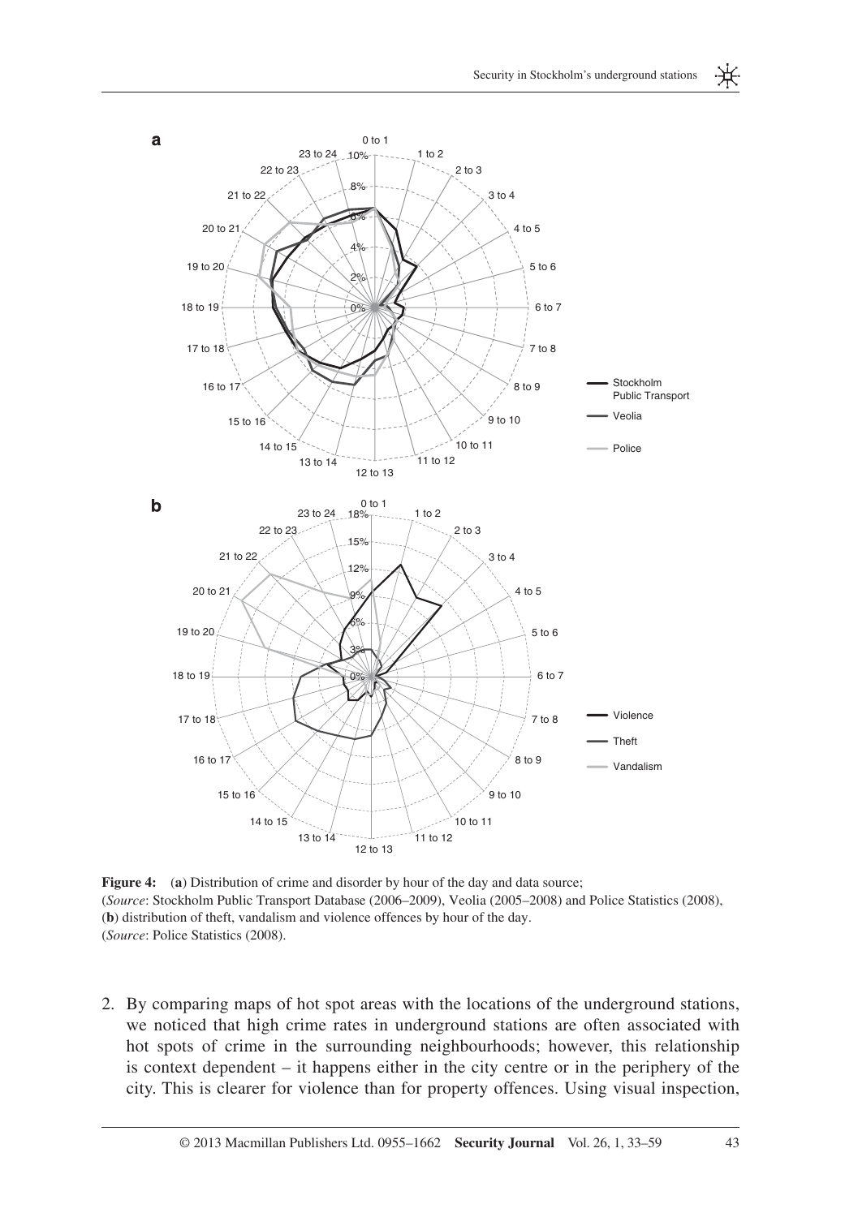**Figure 4:** (**a**) Distribution of crime and disorder by hour of the day and data source; (*Source*: Stockholm Public Transport Database (2006–2009), Veolia (2005–2008) and Police Statistics (2008), (**b**) distribution of theft, vandalism and violence offences by hour of the day. (*Source*: Police Statistics (2008).

2. By comparing maps of hot spot areas with the locations of the underground stations, we noticed that high crime rates in underground stations are often associated with hot spots of crime in the surrounding neighbourhoods; however, this relationship is context dependent – it happens either in the city centre or in the periphery of the city. This is clearer for violence than for property offences. Using visual inspection,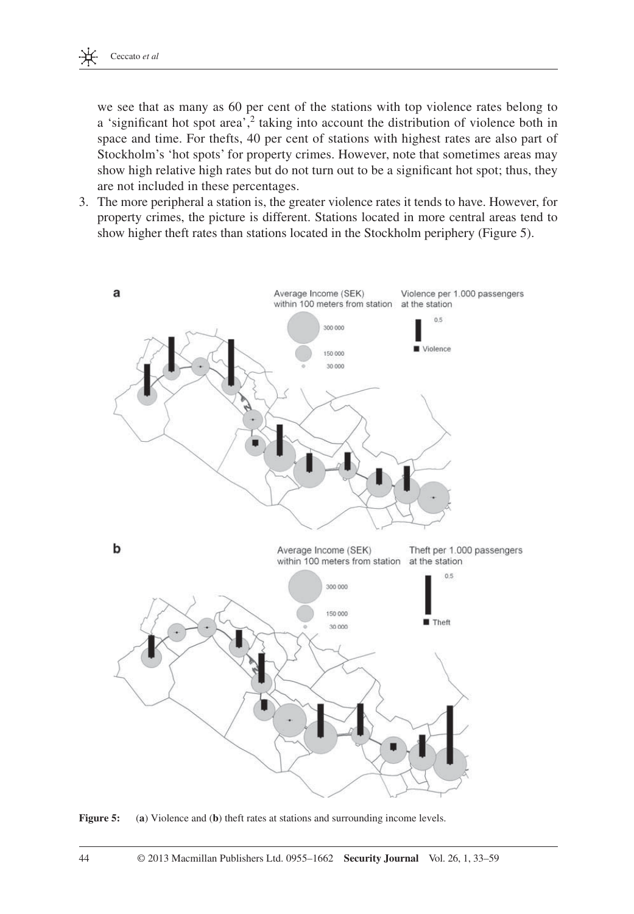we see that as many as 60 per cent of the stations with top violence rates belong to a 'significant hot spot area',[2] taking into account the distribution of violence both in space and time. For thefts, 40 per cent of stations with highest rates are also part of Stockholm's 'hot spots' for property crimes. However, note that sometimes areas may show high relative high rates but do not turn out to be a significant hot spot; thus, they are not included in these percentages.

3. The more peripheral a station is, the greater violence rates it tends to have. However, for property crimes, the picture is different. Stations located in more central areas tend to show higher theft rates than stations located in the Stockholm periphery (Figure 5).

**Figure 5:** (**a**) Violence and (**b**) theft rates at stations and surrounding income levels.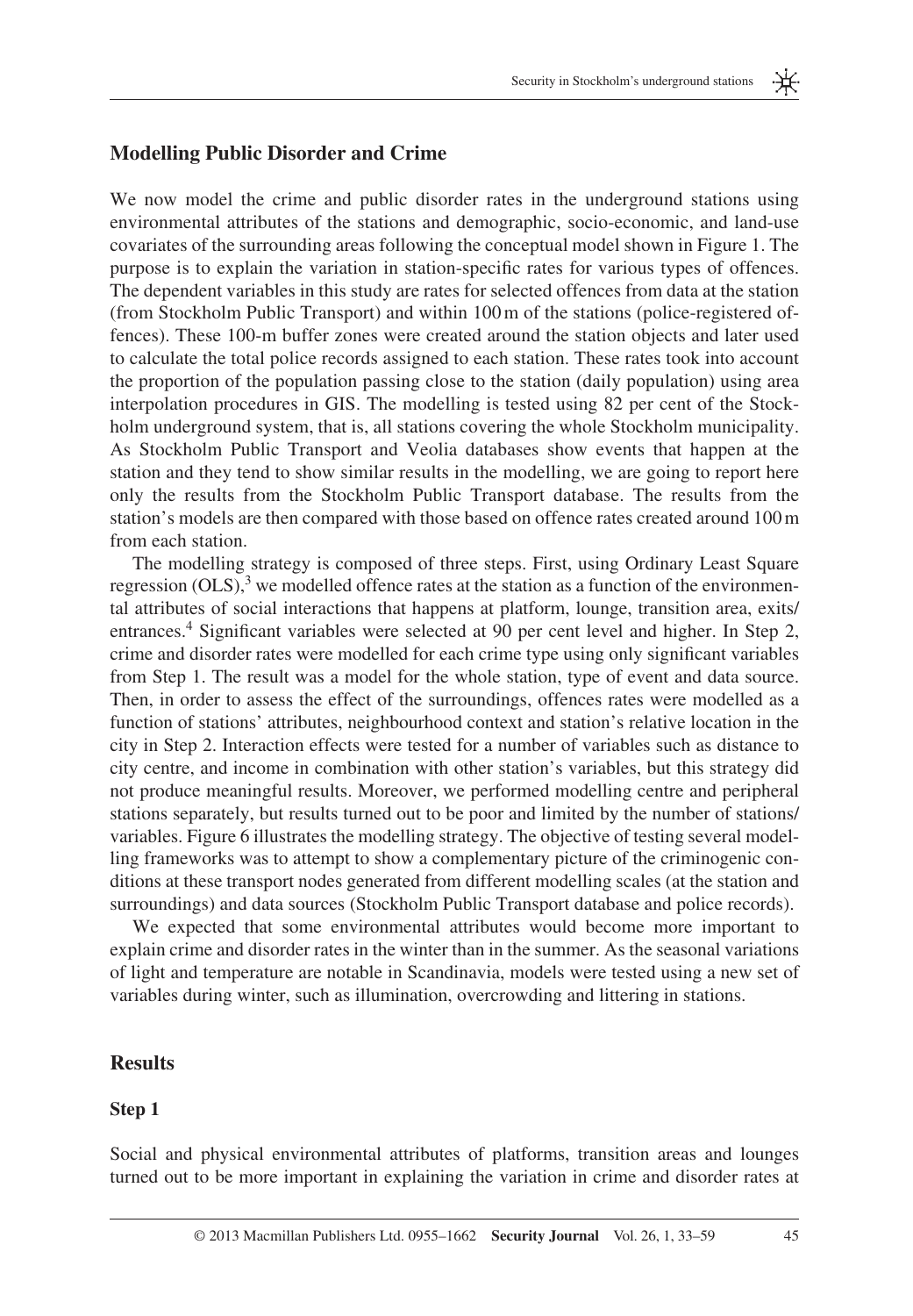## Modelling Public Disorder and Crime

We now model the crime and public disorder rates in the underground stations using environmental attributes of the stations and demographic, socio-economic, and land-use covariates of the surrounding areas following the conceptual model shown in Figure 1. The purpose is to explain the variation in station-specific rates for various types of offences. The dependent variables in this study are rates for selected offences from data at the station (from Stockholm Public Transport) and within 100 m of the stations (police-registered offences). These 100-m buffer zones were created around the station objects and later used to calculate the total police records assigned to each station. These rates took into account the proportion of the population passing close to the station (daily population) using area interpolation procedures in GIS. The modelling is tested using 82 per cent of the Stockholm underground system, that is, all stations covering the whole Stockholm municipality. As Stockholm Public Transport and Veolia databases show events that happen at the station and they tend to show similar results in the modelling, we are going to report here only the results from the Stockholm Public Transport database. The results from the station's models are then compared with those based on offence rates created around 100 m from each station.

The modelling strategy is composed of three steps. First, using Ordinary Least Square regression (OLS),[3] we modelled offence rates at the station as a function of the environmental attributes of social interactions that happens at platform, lounge, transition area, exits/entrances.[4] Significant variables were selected at 90 per cent level and higher. In Step 2, crime and disorder rates were modelled for each crime type using only significant variables from Step 1. The result was a model for the whole station, type of event and data source. Then, in order to assess the effect of the surroundings, offences rates were modelled as a function of stations' attributes, neighbourhood context and station's relative location in the city in Step 2. Interaction effects were tested for a number of variables such as distance to city centre, and income in combination with other station's variables, but this strategy did not produce meaningful results. Moreover, we performed modelling centre and peripheral stations separately, but results turned out to be poor and limited by the number of stations/variables. Figure 6 illustrates the modelling strategy. The objective of testing several modelling frameworks was to attempt to show a complementary picture of the criminogenic conditions at these transport nodes generated from different modelling scales (at the station and surroundings) and data sources (Stockholm Public Transport database and police records).

We expected that some environmental attributes would become more important to explain crime and disorder rates in the winter than in the summer. As the seasonal variations of light and temperature are notable in Scandinavia, models were tested using a new set of variables during winter, such as illumination, overcrowding and littering in stations.

## Results

### Step 1

Social and physical environmental attributes of platforms, transition areas and lounges turned out to be more important in explaining the variation in crime and disorder rates at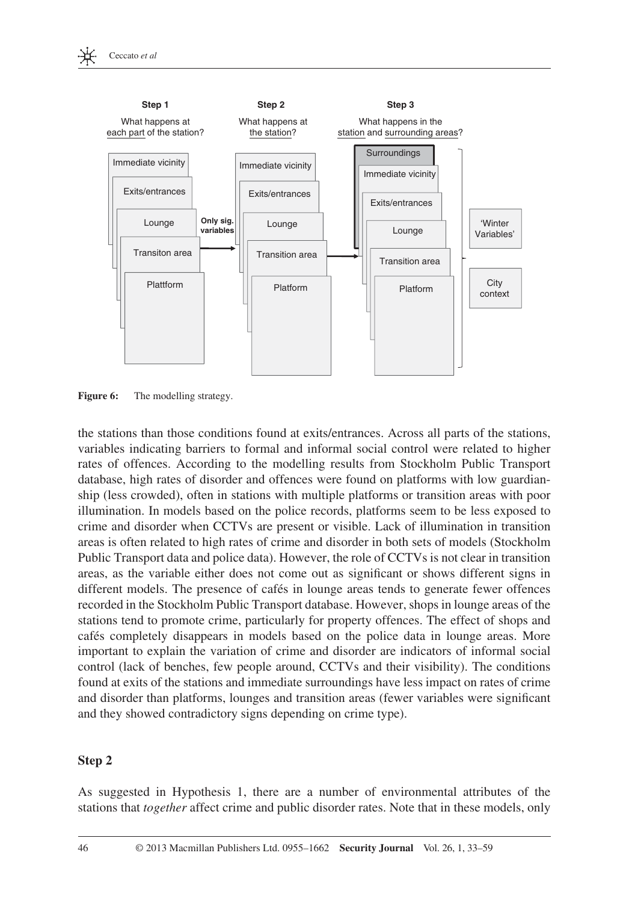Figure 6: The modelling strategy.

the stations than those conditions found at exits/entrances. Across all parts of the stations, variables indicating barriers to formal and informal social control were related to higher rates of offences. According to the modelling results from Stockholm Public Transport database, high rates of disorder and offences were found on platforms with low guardianship (less crowded), often in stations with multiple platforms or transition areas with poor illumination. In models based on the police records, platforms seem to be less exposed to crime and disorder when CCTVs are present or visible. Lack of illumination in transition areas is often related to high rates of crime and disorder in both sets of models (Stockholm Public Transport data and police data). However, the role of CCTVs is not clear in transition areas, as the variable either does not come out as significant or shows different signs in different models. The presence of cafés in lounge areas tends to generate fewer offences recorded in the Stockholm Public Transport database. However, shops in lounge areas of the stations tend to promote crime, particularly for property offences. The effect of shops and cafés completely disappears in models based on the police data in lounge areas. More important to explain the variation of crime and disorder are indicators of informal social control (lack of benches, few people around, CCTVs and their visibility). The conditions found at exits of the stations and immediate surroundings have less impact on rates of crime and disorder than platforms, lounges and transition areas (fewer variables were significant and they showed contradictory signs depending on crime type).

## Step 2

As suggested in Hypothesis 1, there are a number of environmental attributes of the stations that *together* affect crime and public disorder rates. Note that in these models, only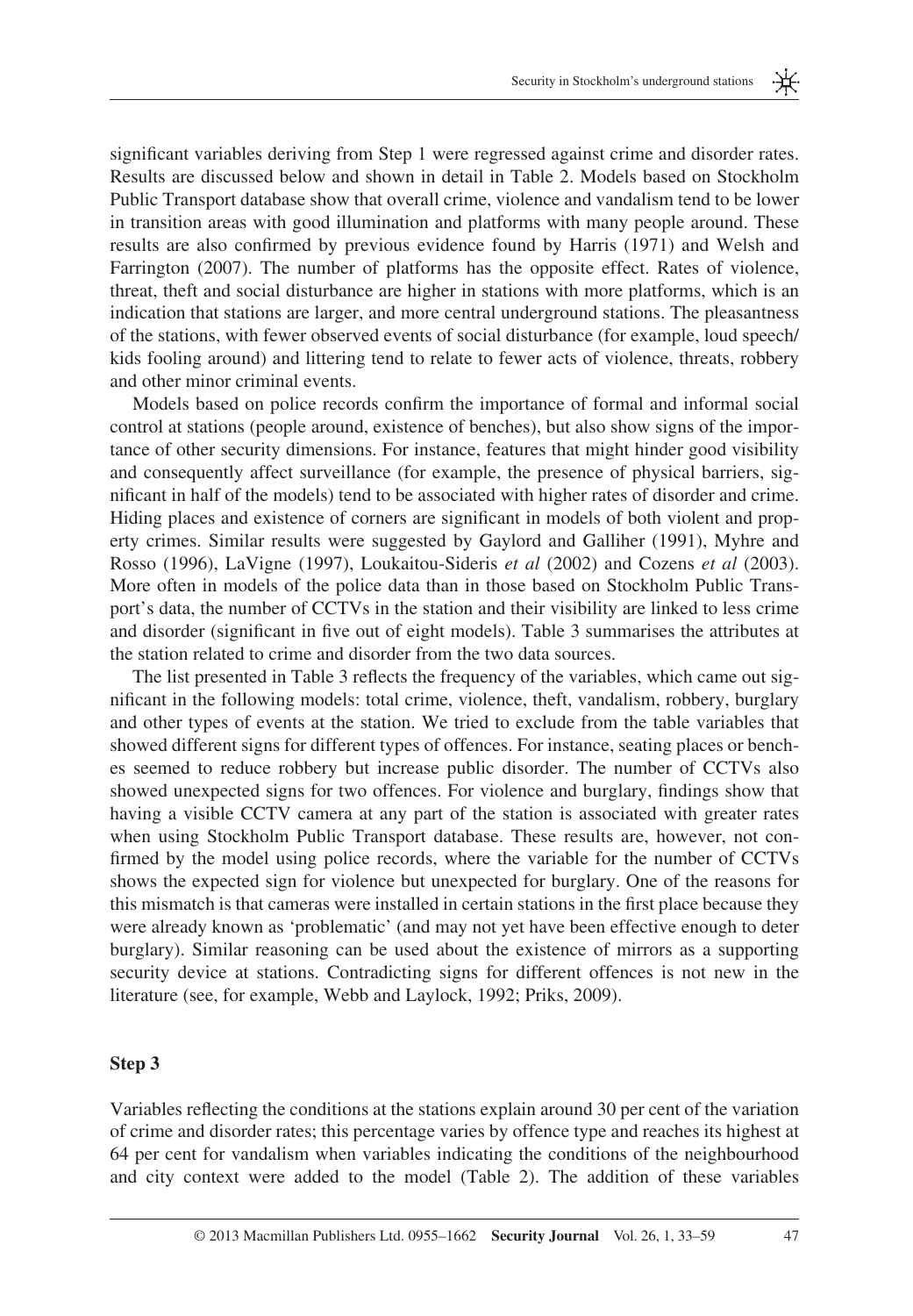significant variables deriving from Step 1 were regressed against crime and disorder rates. Results are discussed below and shown in detail in Table 2. Models based on Stockholm Public Transport database show that overall crime, violence and vandalism tend to be lower in transition areas with good illumination and platforms with many people around. These results are also confirmed by previous evidence found by Harris (1971) and Welsh and Farrington (2007). The number of platforms has the opposite effect. Rates of violence, threat, theft and social disturbance are higher in stations with more platforms, which is an indication that stations are larger, and more central underground stations. The pleasantness of the stations, with fewer observed events of social disturbance (for example, loud speech/ kids fooling around) and littering tend to relate to fewer acts of violence, threats, robbery and other minor criminal events.

Models based on police records confirm the importance of formal and informal social control at stations (people around, existence of benches), but also show signs of the importance of other security dimensions. For instance, features that might hinder good visibility and consequently affect surveillance (for example, the presence of physical barriers, significant in half of the models) tend to be associated with higher rates of disorder and crime. Hiding places and existence of corners are significant in models of both violent and property crimes. Similar results were suggested by Gaylord and Galliher (1991), Myhre and Rosso (1996), LaVigne (1997), Loukaitou-Sideris *et al* (2002) and Cozens *et al* (2003). More often in models of the police data than in those based on Stockholm Public Transport's data, the number of CCTVs in the station and their visibility are linked to less crime and disorder (significant in five out of eight models). Table 3 summarises the attributes at the station related to crime and disorder from the two data sources.

The list presented in Table 3 reflects the frequency of the variables, which came out significant in the following models: total crime, violence, theft, vandalism, robbery, burglary and other types of events at the station. We tried to exclude from the table variables that showed different signs for different types of offences. For instance, seating places or benches seemed to reduce robbery but increase public disorder. The number of CCTVs also showed unexpected signs for two offences. For violence and burglary, findings show that having a visible CCTV camera at any part of the station is associated with greater rates when using Stockholm Public Transport database. These results are, however, not confirmed by the model using police records, where the variable for the number of CCTVs shows the expected sign for violence but unexpected for burglary. One of the reasons for this mismatch is that cameras were installed in certain stations in the first place because they were already known as 'problematic' (and may not yet have been effective enough to deter burglary). Similar reasoning can be used about the existence of mirrors as a supporting security device at stations. Contradicting signs for different offences is not new in the literature (see, for example, Webb and Laylock, 1992; Priks, 2009).

### Step 3

Variables reflecting the conditions at the stations explain around 30 per cent of the variation of crime and disorder rates; this percentage varies by offence type and reaches its highest at 64 per cent for vandalism when variables indicating the conditions of the neighbourhood and city context were added to the model (Table 2). The addition of these variables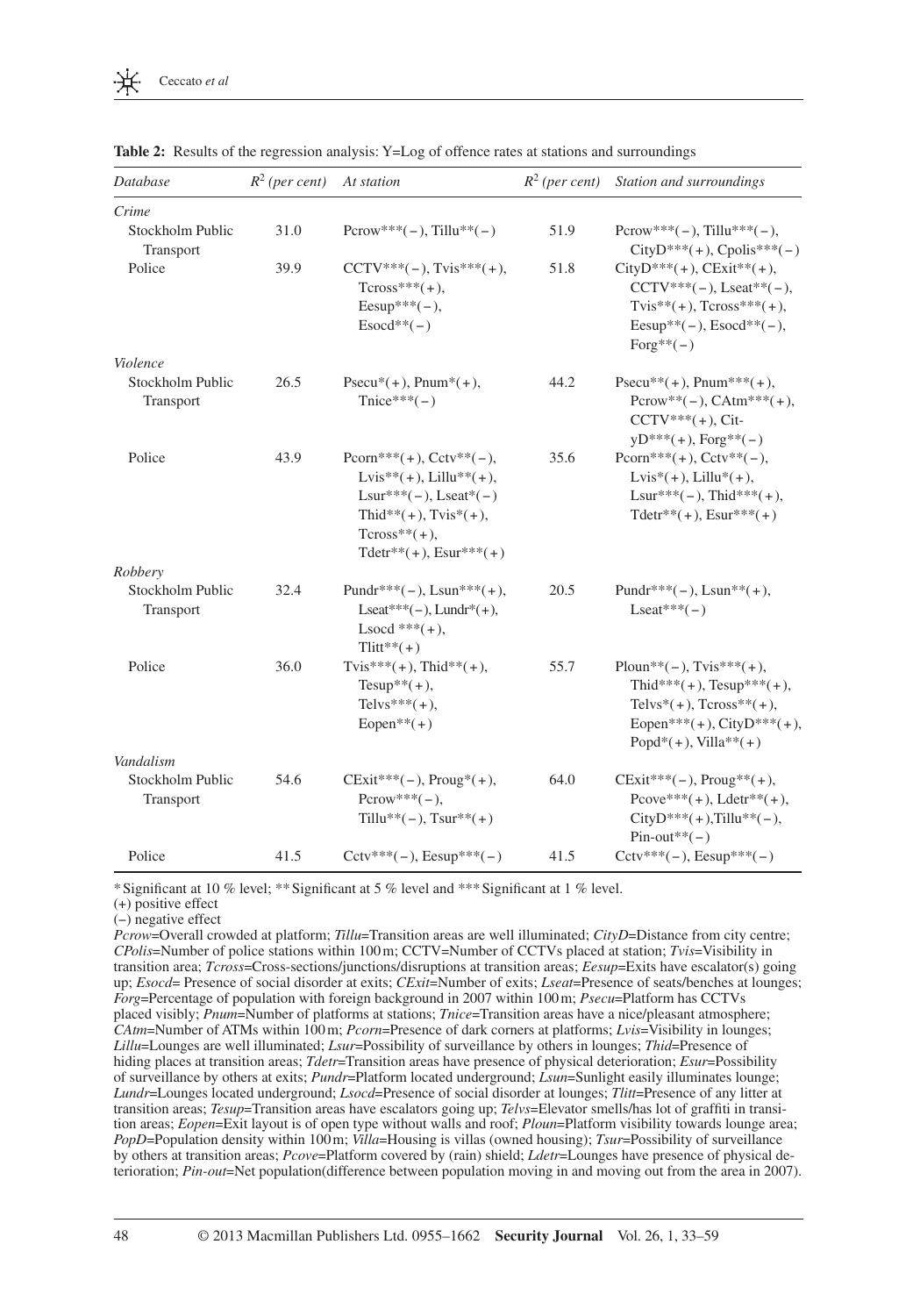**Table 2:** Results of the regression analysis: Y=Log of offence rates at stations and surroundings

| *Database* | $R^2$ *(per cent)* | *At station* | $R^2$ *(per cent)* | *Station and surroundings* |
|---|---|---|---|---|
| *Crime* | | | | |
| Stockholm Public Transport | 31.0 | Pcrow***(−), Tillu**(−) | 51.9 | Pcrow***(−), Tillu***(−), CityD***(+), Cpolis***(−) |
| Police | 39.9 | CCTV***(−), Tvis***(+), Tcross***(+), Eesup***(−), Esocd**(−) | 51.8 | CityD***(+), CExit**(+), CCTV***(−), Lseat**(−), Tvis**(+), Tcross***(+), Eesup**(−), Esocd**(−), Forg**(−) |
| *Violence* | | | | |
| Stockholm Public Transport | 26.5 | Psecu*(+), Pnum*(+), Tnice***(−) | 44.2 | Psecu**(+), Pnum***(+), Pcrow**(−), CAtm***(+), CCTV***(+), CityD***(+), Forg**(−) |
| Police | 43.9 | Pcorn***(+), Cctv**(−), Lvis**(+), Lillu**(+), Lsur***(−), Lseat*(−) Thid**(+), Tvis*(+), Tcross**(+), Tdetr**(+), Esur***(+) | 35.6 | Pcorn***(+), Cctv**(−), Lvis*(+), Lillu*(+), Lsur***(−), Thid***(+), Tdetr**(+), Esur***(+) |
| *Robbery* | | | | |
| Stockholm Public Transport | 32.4 | Pundr***(−), Lsun***(+), Lseat***(−), Lundr*(+), Lsocd ***(+), Tlitt**(+) | 20.5 | Pundr***(−), Lsun**(+), Lseat***(−) |
| Police | 36.0 | Tvis***(+), Thid**(+), Tesup**(+), Telvs***(+), Eopen**(+) | 55.7 | Ploun**(−), Tvis***(+), Thid***(+), Tesup***(+), Telvs*(+), Tcross**(+), Eopen***(+), CityD***(+), Popd*(+), Villa**(+) |
| *Vandalism* | | | | |
| Stockholm Public Transport | 54.6 | CExit***(−), Proug*(+), Pcrow***(−), Tillu**(−), Tsur**(+) | 64.0 | CExit***(−), Proug**(+), Pcove***(+), Ldetr**(+), CityD***(+),Tillu**(−), Pin-out**(−) |
| Police | 41.5 | Cctv***(−), Eesup***(−) | 41.5 | Cctv***(−), Eesup***(−) |

* Significant at 10 % level; ** Significant at 5 % level and *** Significant at 1 % level.

(+) positive effect

(−) negative effect

*Pcrow*=Overall crowded at platform; *Tillu*=Transition areas are well illuminated; *CityD*=Distance from city centre; *CPolis*=Number of police stations within 100 m; CCTV=Number of CCTVs placed at station; *Tvis*=Visibility in transition area; *Tcross*=Cross-sections/junctions/disruptions at transition areas; *Eesup*=Exits have escalator(s) going up; *Esocd*= Presence of social disorder at exits; *CExit*=Number of exits; *Lseat*=Presence of seats/benches at lounges; *Forg*=Percentage of population with foreign background in 2007 within 100 m; *Psecu*=Platform has CCTVs placed visibly; *Pnum*=Number of platforms at stations; *Tnice*=Transition areas have a nice/pleasant atmosphere; *CAtm*=Number of ATMs within 100 m; *Pcorn*=Presence of dark corners at platforms; *Lvis*=Visibility in lounges; *Lillu*=Lounges are well illuminated; *Lsur*=Possibility of surveillance by others in lounges; *Thid*=Presence of hiding places at transition areas; *Tdetr*=Transition areas have presence of physical deterioration; *Esur*=Possibility of surveillance by others at exits; *Pundr*=Platform located underground; *Lsun*=Sunlight easily illuminates lounge; *Lundr*=Lounges located underground; *Lsocd*=Presence of social disorder at lounges; *Tlitt*=Presence of any litter at transition areas; *Tesup*=Transition areas have escalators going up; *Telvs*=Elevator smells/has lot of graffiti in transition areas; *Eopen*=Exit layout is of open type without walls and roof; *Ploun*=Platform visibility towards lounge area; *PopD*=Population density within 100 m; *Villa*=Housing is villas (owned housing); *Tsur*=Possibility of surveillance by others at transition areas; *Pcove*=Platform covered by (rain) shield; *Ldetr*=Lounges have presence of physical deterioration; *Pin-out*=Net population(difference between population moving in and moving out from the area in 2007).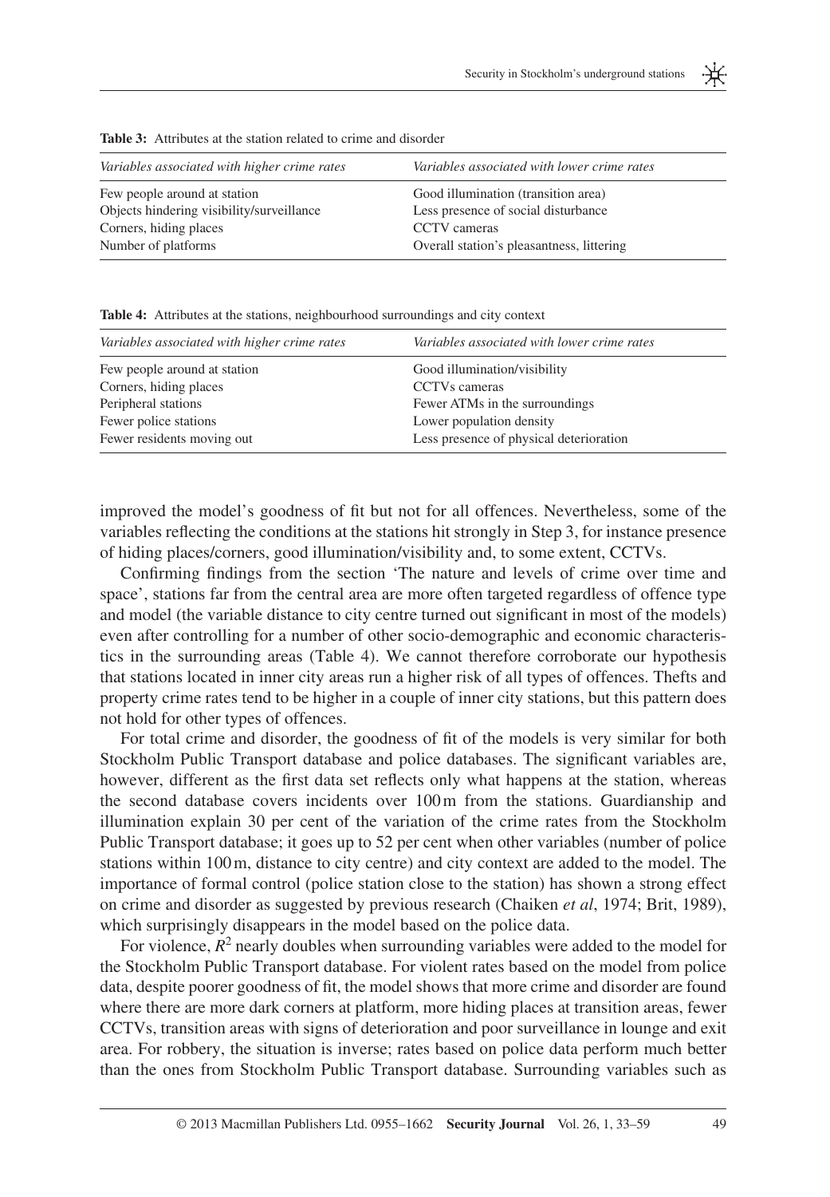**Table 3:** Attributes at the station related to crime and disorder

| *Variables associated with higher crime rates* | *Variables associated with lower crime rates* |
| --- | --- |
| Few people around at station | Good illumination (transition area) |
| Objects hindering visibility/surveillance | Less presence of social disturbance |
| Corners, hiding places | CCTV cameras |
| Number of platforms | Overall station's pleasantness, littering |

**Table 4:** Attributes at the stations, neighbourhood surroundings and city context

| *Variables associated with higher crime rates* | *Variables associated with lower crime rates* |
| --- | --- |
| Few people around at station | Good illumination/visibility |
| Corners, hiding places | CCTVs cameras |
| Peripheral stations | Fewer ATMs in the surroundings |
| Fewer police stations | Lower population density |
| Fewer residents moving out | Less presence of physical deterioration |

improved the model's goodness of fit but not for all offences. Nevertheless, some of the variables reflecting the conditions at the stations hit strongly in Step 3, for instance presence of hiding places/corners, good illumination/visibility and, to some extent, CCTVs.

Confirming findings from the section 'The nature and levels of crime over time and space', stations far from the central area are more often targeted regardless of offence type and model (the variable distance to city centre turned out significant in most of the models) even after controlling for a number of other socio-demographic and economic characteristics in the surrounding areas (Table 4). We cannot therefore corroborate our hypothesis that stations located in inner city areas run a higher risk of all types of offences. Thefts and property crime rates tend to be higher in a couple of inner city stations, but this pattern does not hold for other types of offences.

For total crime and disorder, the goodness of fit of the models is very similar for both Stockholm Public Transport database and police databases. The significant variables are, however, different as the first data set reflects only what happens at the station, whereas the second database covers incidents over 100 m from the stations. Guardianship and illumination explain 30 per cent of the variation of the crime rates from the Stockholm Public Transport database; it goes up to 52 per cent when other variables (number of police stations within 100 m, distance to city centre) and city context are added to the model. The importance of formal control (police station close to the station) has shown a strong effect on crime and disorder as suggested by previous research (Chaiken *et al*, 1974; Brit, 1989), which surprisingly disappears in the model based on the police data.

For violence, $R^2$ nearly doubles when surrounding variables were added to the model for the Stockholm Public Transport database. For violent rates based on the model from police data, despite poorer goodness of fit, the model shows that more crime and disorder are found where there are more dark corners at platform, more hiding places at transition areas, fewer CCTVs, transition areas with signs of deterioration and poor surveillance in lounge and exit area. For robbery, the situation is inverse; rates based on police data perform much better than the ones from Stockholm Public Transport database. Surrounding variables such as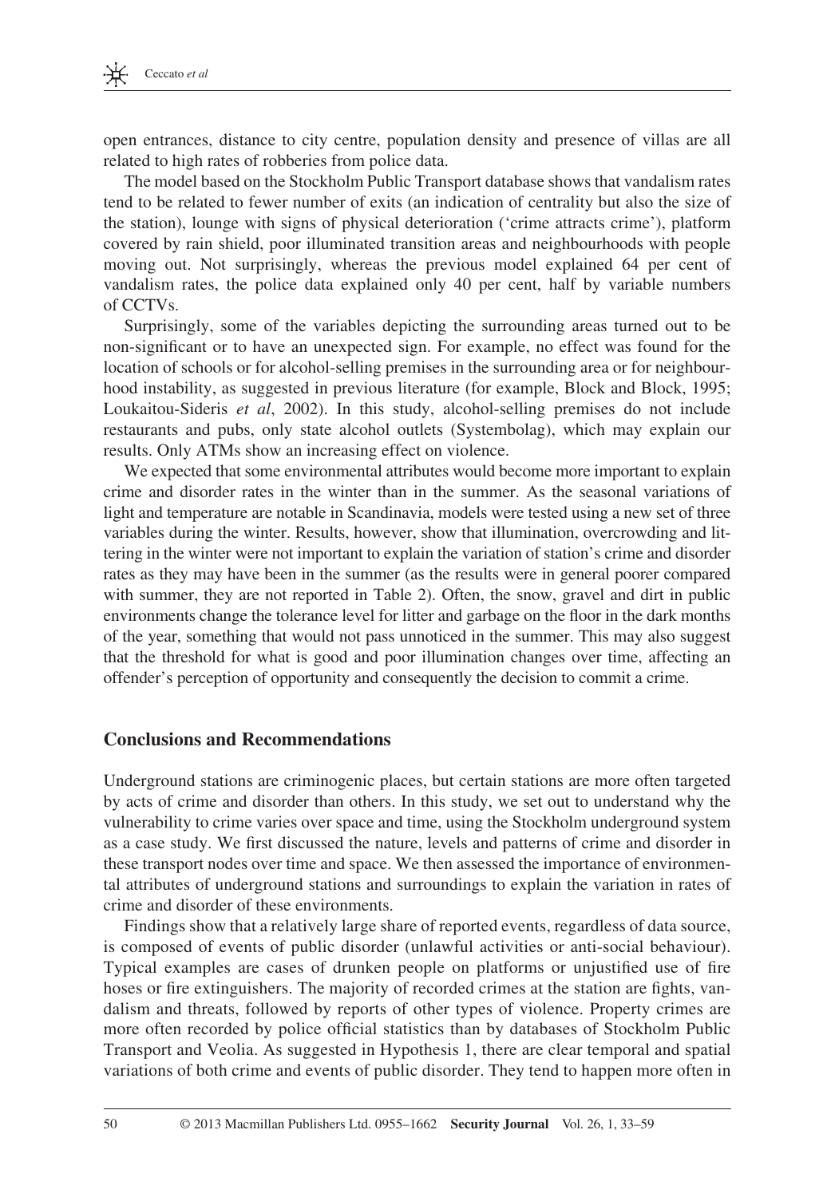open entrances, distance to city centre, population density and presence of villas are all related to high rates of robberies from police data.

The model based on the Stockholm Public Transport database shows that vandalism rates tend to be related to fewer number of exits (an indication of centrality but also the size of the station), lounge with signs of physical deterioration ('crime attracts crime'), platform covered by rain shield, poor illuminated transition areas and neighbourhoods with people moving out. Not surprisingly, whereas the previous model explained 64 per cent of vandalism rates, the police data explained only 40 per cent, half by variable numbers of CCTVs.

Surprisingly, some of the variables depicting the surrounding areas turned out to be non-significant or to have an unexpected sign. For example, no effect was found for the location of schools or for alcohol-selling premises in the surrounding area or for neighbourhood instability, as suggested in previous literature (for example, Block and Block, 1995; Loukaitou-Sideris *et al*, 2002). In this study, alcohol-selling premises do not include restaurants and pubs, only state alcohol outlets (Systembolag), which may explain our results. Only ATMs show an increasing effect on violence.

We expected that some environmental attributes would become more important to explain crime and disorder rates in the winter than in the summer. As the seasonal variations of light and temperature are notable in Scandinavia, models were tested using a new set of three variables during the winter. Results, however, show that illumination, overcrowding and littering in the winter were not important to explain the variation of station's crime and disorder rates as they may have been in the summer (as the results were in general poorer compared with summer, they are not reported in Table 2). Often, the snow, gravel and dirt in public environments change the tolerance level for litter and garbage on the floor in the dark months of the year, something that would not pass unnoticed in the summer. This may also suggest that the threshold for what is good and poor illumination changes over time, affecting an offender's perception of opportunity and consequently the decision to commit a crime.

## Conclusions and Recommendations

Underground stations are criminogenic places, but certain stations are more often targeted by acts of crime and disorder than others. In this study, we set out to understand why the vulnerability to crime varies over space and time, using the Stockholm underground system as a case study. We first discussed the nature, levels and patterns of crime and disorder in these transport nodes over time and space. We then assessed the importance of environmental attributes of underground stations and surroundings to explain the variation in rates of crime and disorder of these environments.

Findings show that a relatively large share of reported events, regardless of data source, is composed of events of public disorder (unlawful activities or anti-social behaviour). Typical examples are cases of drunken people on platforms or unjustified use of fire hoses or fire extinguishers. The majority of recorded crimes at the station are fights, vandalism and threats, followed by reports of other types of violence. Property crimes are more often recorded by police official statistics than by databases of Stockholm Public Transport and Veolia. As suggested in Hypothesis 1, there are clear temporal and spatial variations of both crime and events of public disorder. They tend to happen more often in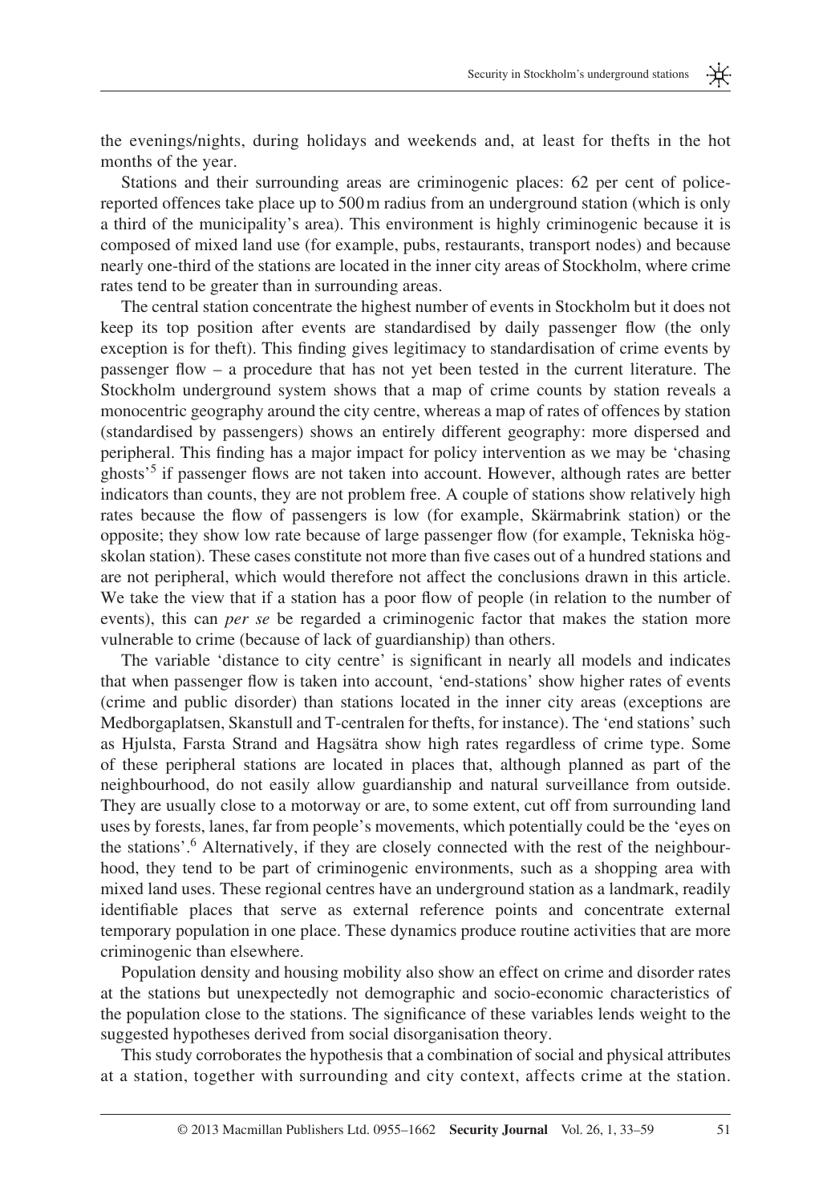the evenings/nights, during holidays and weekends and, at least for thefts in the hot months of the year.

Stations and their surrounding areas are criminogenic places: 62 per cent of police-reported offences take place up to 500 m radius from an underground station (which is only a third of the municipality's area). This environment is highly criminogenic because it is composed of mixed land use (for example, pubs, restaurants, transport nodes) and because nearly one-third of the stations are located in the inner city areas of Stockholm, where crime rates tend to be greater than in surrounding areas.

The central station concentrate the highest number of events in Stockholm but it does not keep its top position after events are standardised by daily passenger flow (the only exception is for theft). This finding gives legitimacy to standardisation of crime events by passenger flow – a procedure that has not yet been tested in the current literature. The Stockholm underground system shows that a map of crime counts by station reveals a monocentric geography around the city centre, whereas a map of rates of offences by station (standardised by passengers) shows an entirely different geography: more dispersed and peripheral. This finding has a major impact for policy intervention as we may be 'chasing ghosts'[5] if passenger flows are not taken into account. However, although rates are better indicators than counts, they are not problem free. A couple of stations show relatively high rates because the flow of passengers is low (for example, Skärmabrink station) or the opposite; they show low rate because of large passenger flow (for example, Tekniska högskolan station). These cases constitute not more than five cases out of a hundred stations and are not peripheral, which would therefore not affect the conclusions drawn in this article. We take the view that if a station has a poor flow of people (in relation to the number of events), this can *per se* be regarded a criminogenic factor that makes the station more vulnerable to crime (because of lack of guardianship) than others.

The variable 'distance to city centre' is significant in nearly all models and indicates that when passenger flow is taken into account, 'end-stations' show higher rates of events (crime and public disorder) than stations located in the inner city areas (exceptions are Medborgaplatsen, Skanstull and T-centralen for thefts, for instance). The 'end stations' such as Hjulsta, Farsta Strand and Hagsätra show high rates regardless of crime type. Some of these peripheral stations are located in places that, although planned as part of the neighbourhood, do not easily allow guardianship and natural surveillance from outside. They are usually close to a motorway or are, to some extent, cut off from surrounding land uses by forests, lanes, far from people's movements, which potentially could be the 'eyes on the stations'.[6] Alternatively, if they are closely connected with the rest of the neighbourhood, they tend to be part of criminogenic environments, such as a shopping area with mixed land uses. These regional centres have an underground station as a landmark, readily identifiable places that serve as external reference points and concentrate external temporary population in one place. These dynamics produce routine activities that are more criminogenic than elsewhere.

Population density and housing mobility also show an effect on crime and disorder rates at the stations but unexpectedly not demographic and socio-economic characteristics of the population close to the stations. The significance of these variables lends weight to the suggested hypotheses derived from social disorganisation theory.

This study corroborates the hypothesis that a combination of social and physical attributes at a station, together with surrounding and city context, affects crime at the station.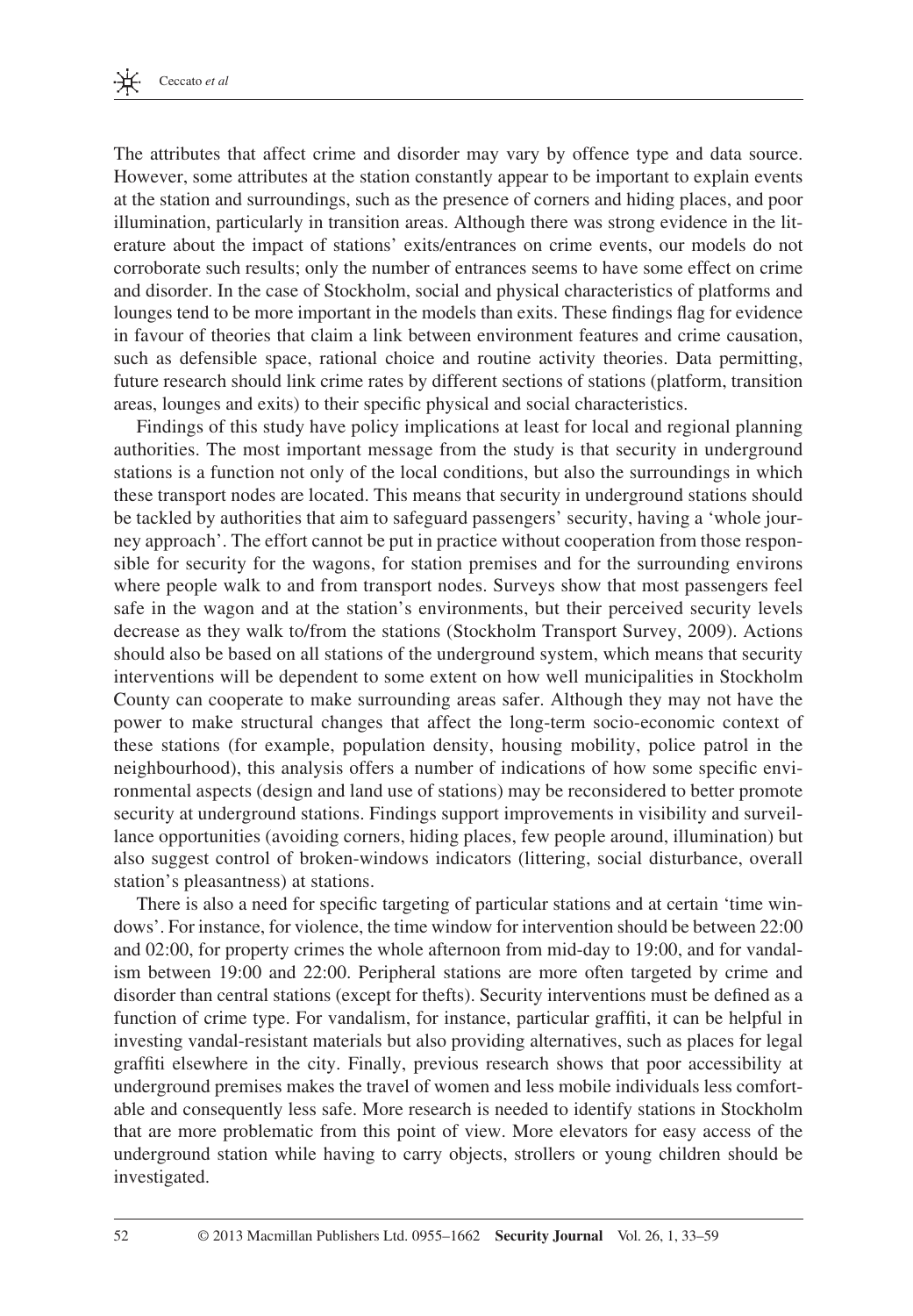The attributes that affect crime and disorder may vary by offence type and data source. However, some attributes at the station constantly appear to be important to explain events at the station and surroundings, such as the presence of corners and hiding places, and poor illumination, particularly in transition areas. Although there was strong evidence in the literature about the impact of stations' exits/entrances on crime events, our models do not corroborate such results; only the number of entrances seems to have some effect on crime and disorder. In the case of Stockholm, social and physical characteristics of platforms and lounges tend to be more important in the models than exits. These findings flag for evidence in favour of theories that claim a link between environment features and crime causation, such as defensible space, rational choice and routine activity theories. Data permitting, future research should link crime rates by different sections of stations (platform, transition areas, lounges and exits) to their specific physical and social characteristics.

Findings of this study have policy implications at least for local and regional planning authorities. The most important message from the study is that security in underground stations is a function not only of the local conditions, but also the surroundings in which these transport nodes are located. This means that security in underground stations should be tackled by authorities that aim to safeguard passengers' security, having a 'whole journey approach'. The effort cannot be put in practice without cooperation from those responsible for security for the wagons, for station premises and for the surrounding environs where people walk to and from transport nodes. Surveys show that most passengers feel safe in the wagon and at the station's environments, but their perceived security levels decrease as they walk to/from the stations (Stockholm Transport Survey, 2009). Actions should also be based on all stations of the underground system, which means that security interventions will be dependent to some extent on how well municipalities in Stockholm County can cooperate to make surrounding areas safer. Although they may not have the power to make structural changes that affect the long-term socio-economic context of these stations (for example, population density, housing mobility, police patrol in the neighbourhood), this analysis offers a number of indications of how some specific environmental aspects (design and land use of stations) may be reconsidered to better promote security at underground stations. Findings support improvements in visibility and surveillance opportunities (avoiding corners, hiding places, few people around, illumination) but also suggest control of broken-windows indicators (littering, social disturbance, overall station's pleasantness) at stations.

There is also a need for specific targeting of particular stations and at certain 'time windows'. For instance, for violence, the time window for intervention should be between 22:00 and 02:00, for property crimes the whole afternoon from mid-day to 19:00, and for vandalism between 19:00 and 22:00. Peripheral stations are more often targeted by crime and disorder than central stations (except for thefts). Security interventions must be defined as a function of crime type. For vandalism, for instance, particular graffiti, it can be helpful in investing vandal-resistant materials but also providing alternatives, such as places for legal graffiti elsewhere in the city. Finally, previous research shows that poor accessibility at underground premises makes the travel of women and less mobile individuals less comfortable and consequently less safe. More research is needed to identify stations in Stockholm that are more problematic from this point of view. More elevators for easy access of the underground station while having to carry objects, strollers or young children should be investigated.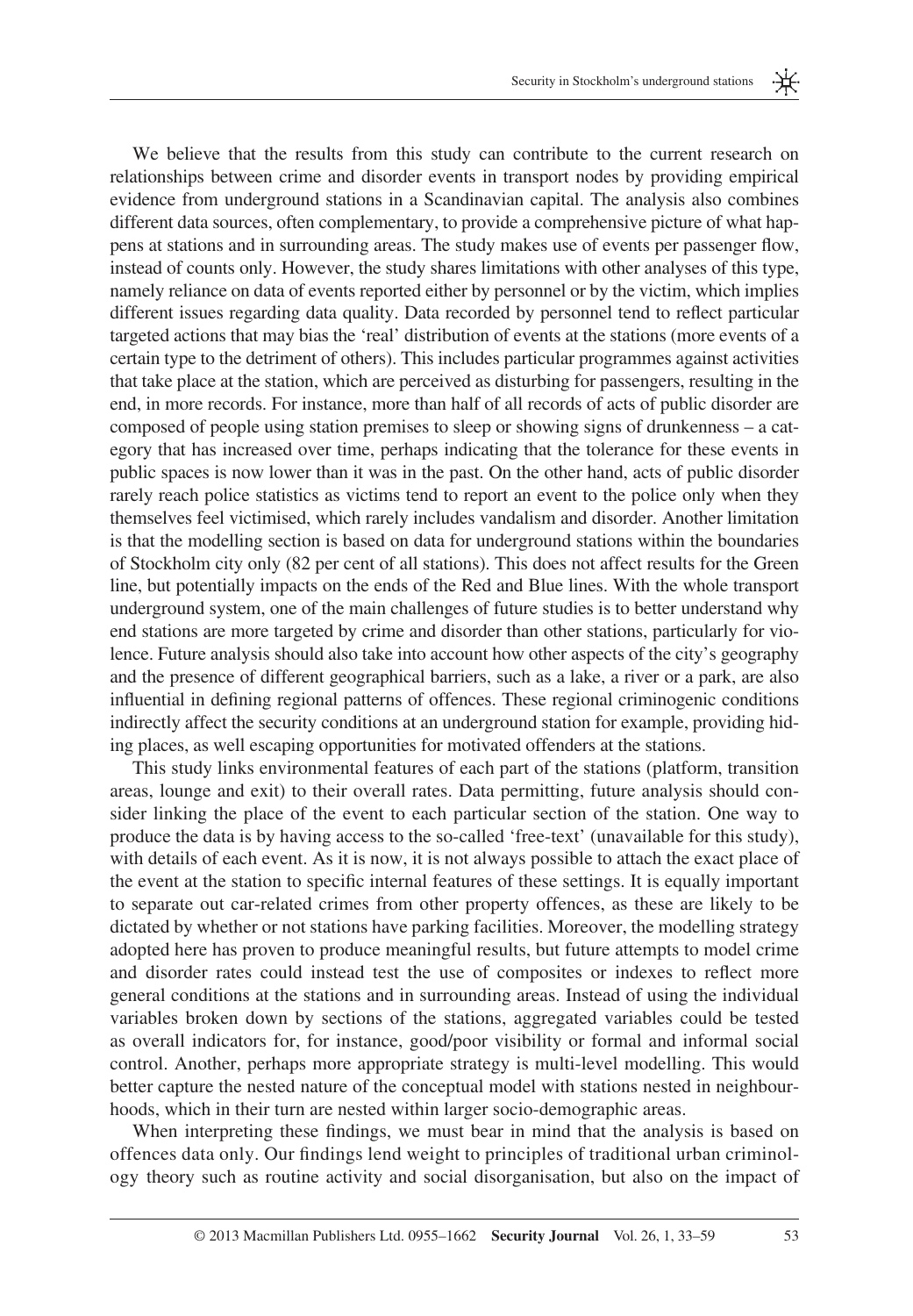We believe that the results from this study can contribute to the current research on relationships between crime and disorder events in transport nodes by providing empirical evidence from underground stations in a Scandinavian capital. The analysis also combines different data sources, often complementary, to provide a comprehensive picture of what happens at stations and in surrounding areas. The study makes use of events per passenger flow, instead of counts only. However, the study shares limitations with other analyses of this type, namely reliance on data of events reported either by personnel or by the victim, which implies different issues regarding data quality. Data recorded by personnel tend to reflect particular targeted actions that may bias the 'real' distribution of events at the stations (more events of a certain type to the detriment of others). This includes particular programmes against activities that take place at the station, which are perceived as disturbing for passengers, resulting in the end, in more records. For instance, more than half of all records of acts of public disorder are composed of people using station premises to sleep or showing signs of drunkenness – a category that has increased over time, perhaps indicating that the tolerance for these events in public spaces is now lower than it was in the past. On the other hand, acts of public disorder rarely reach police statistics as victims tend to report an event to the police only when they themselves feel victimised, which rarely includes vandalism and disorder. Another limitation is that the modelling section is based on data for underground stations within the boundaries of Stockholm city only (82 per cent of all stations). This does not affect results for the Green line, but potentially impacts on the ends of the Red and Blue lines. With the whole transport underground system, one of the main challenges of future studies is to better understand why end stations are more targeted by crime and disorder than other stations, particularly for violence. Future analysis should also take into account how other aspects of the city's geography and the presence of different geographical barriers, such as a lake, a river or a park, are also influential in defining regional patterns of offences. These regional criminogenic conditions indirectly affect the security conditions at an underground station for example, providing hiding places, as well escaping opportunities for motivated offenders at the stations.

This study links environmental features of each part of the stations (platform, transition areas, lounge and exit) to their overall rates. Data permitting, future analysis should consider linking the place of the event to each particular section of the station. One way to produce the data is by having access to the so-called 'free-text' (unavailable for this study), with details of each event. As it is now, it is not always possible to attach the exact place of the event at the station to specific internal features of these settings. It is equally important to separate out car-related crimes from other property offences, as these are likely to be dictated by whether or not stations have parking facilities. Moreover, the modelling strategy adopted here has proven to produce meaningful results, but future attempts to model crime and disorder rates could instead test the use of composites or indexes to reflect more general conditions at the stations and in surrounding areas. Instead of using the individual variables broken down by sections of the stations, aggregated variables could be tested as overall indicators for, for instance, good/poor visibility or formal and informal social control. Another, perhaps more appropriate strategy is multi-level modelling. This would better capture the nested nature of the conceptual model with stations nested in neighbourhoods, which in their turn are nested within larger socio-demographic areas.

When interpreting these findings, we must bear in mind that the analysis is based on offences data only. Our findings lend weight to principles of traditional urban criminology theory such as routine activity and social disorganisation, but also on the impact of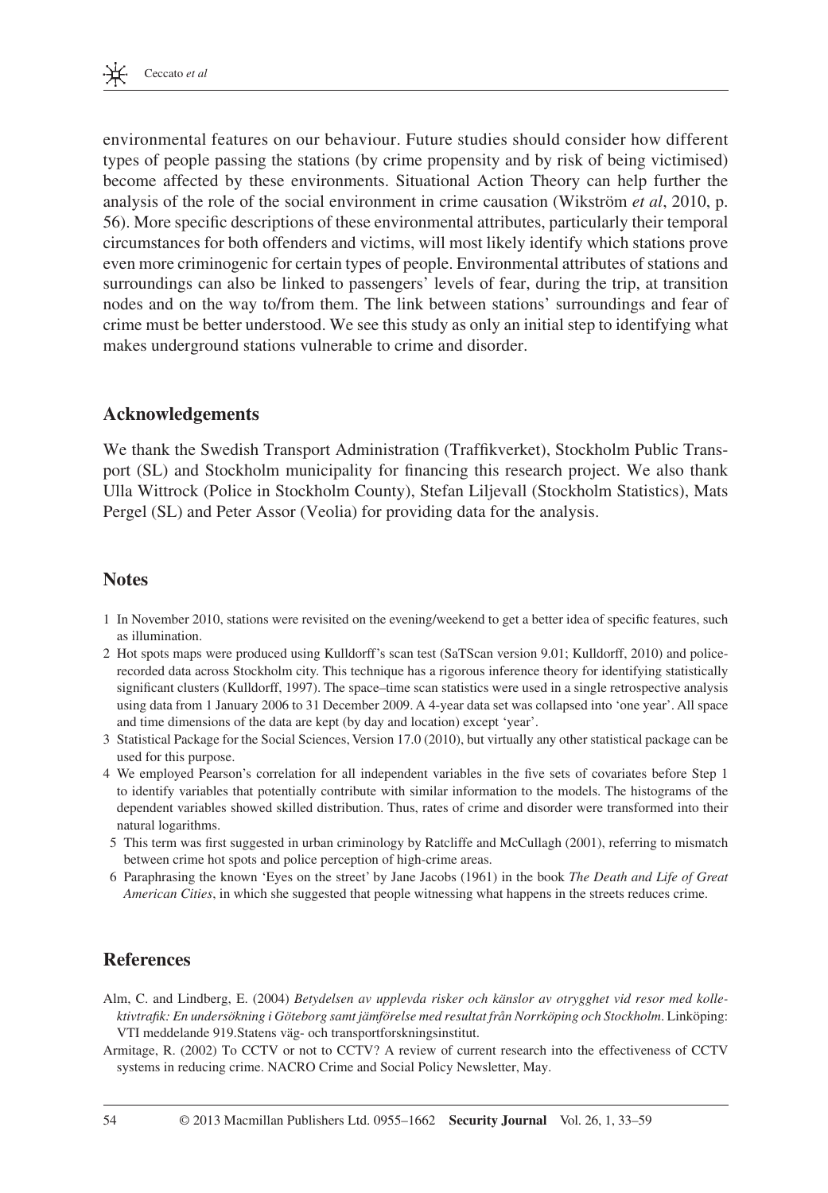environmental features on our behaviour. Future studies should consider how different types of people passing the stations (by crime propensity and by risk of being victimised) become affected by these environments. Situational Action Theory can help further the analysis of the role of the social environment in crime causation (Wikström *et al*, 2010, p. 56). More specific descriptions of these environmental attributes, particularly their temporal circumstances for both offenders and victims, will most likely identify which stations prove even more criminogenic for certain types of people. Environmental attributes of stations and surroundings can also be linked to passengers' levels of fear, during the trip, at transition nodes and on the way to/from them. The link between stations' surroundings and fear of crime must be better understood. We see this study as only an initial step to identifying what makes underground stations vulnerable to crime and disorder.

## Acknowledgements

We thank the Swedish Transport Administration (Traffikverket), Stockholm Public Transport (SL) and Stockholm municipality for financing this research project. We also thank Ulla Wittrock (Police in Stockholm County), Stefan Liljevall (Stockholm Statistics), Mats Pergel (SL) and Peter Assor (Veolia) for providing data for the analysis.

## Notes

1. In November 2010, stations were revisited on the evening/weekend to get a better idea of specific features, such as illumination.
2. Hot spots maps were produced using Kulldorff's scan test (SaTScan version 9.01; Kulldorff, 2010) and police-recorded data across Stockholm city. This technique has a rigorous inference theory for identifying statistically significant clusters (Kulldorff, 1997). The space–time scan statistics were used in a single retrospective analysis using data from 1 January 2006 to 31 December 2009. A 4-year data set was collapsed into 'one year'. All space and time dimensions of the data are kept (by day and location) except 'year'.
3. Statistical Package for the Social Sciences, Version 17.0 (2010), but virtually any other statistical package can be used for this purpose.
4. We employed Pearson's correlation for all independent variables in the five sets of covariates before Step 1 to identify variables that potentially contribute with similar information to the models. The histograms of the dependent variables showed skilled distribution. Thus, rates of crime and disorder were transformed into their natural logarithms.
5. This term was first suggested in urban criminology by Ratcliffe and McCullagh (2001), referring to mismatch between crime hot spots and police perception of high-crime areas.
6. Paraphrasing the known 'Eyes on the street' by Jane Jacobs (1961) in the book *The Death and Life of Great American Cities*, in which she suggested that people witnessing what happens in the streets reduces crime.

## References

Alm, C. and Lindberg, E. (2004) *Betydelsen av upplevda risker och känslor av otrygghet vid resor med kollektivtrafik: En undersökning i Göteborg samt jämförelse med resultat från Norrköping och Stockholm*. Linköping: VTI meddelande 919.Statens väg- och transportforskningsinstitut.

Armitage, R. (2002) To CCTV or not to CCTV? A review of current research into the effectiveness of CCTV systems in reducing crime. NACRO Crime and Social Policy Newsletter, May.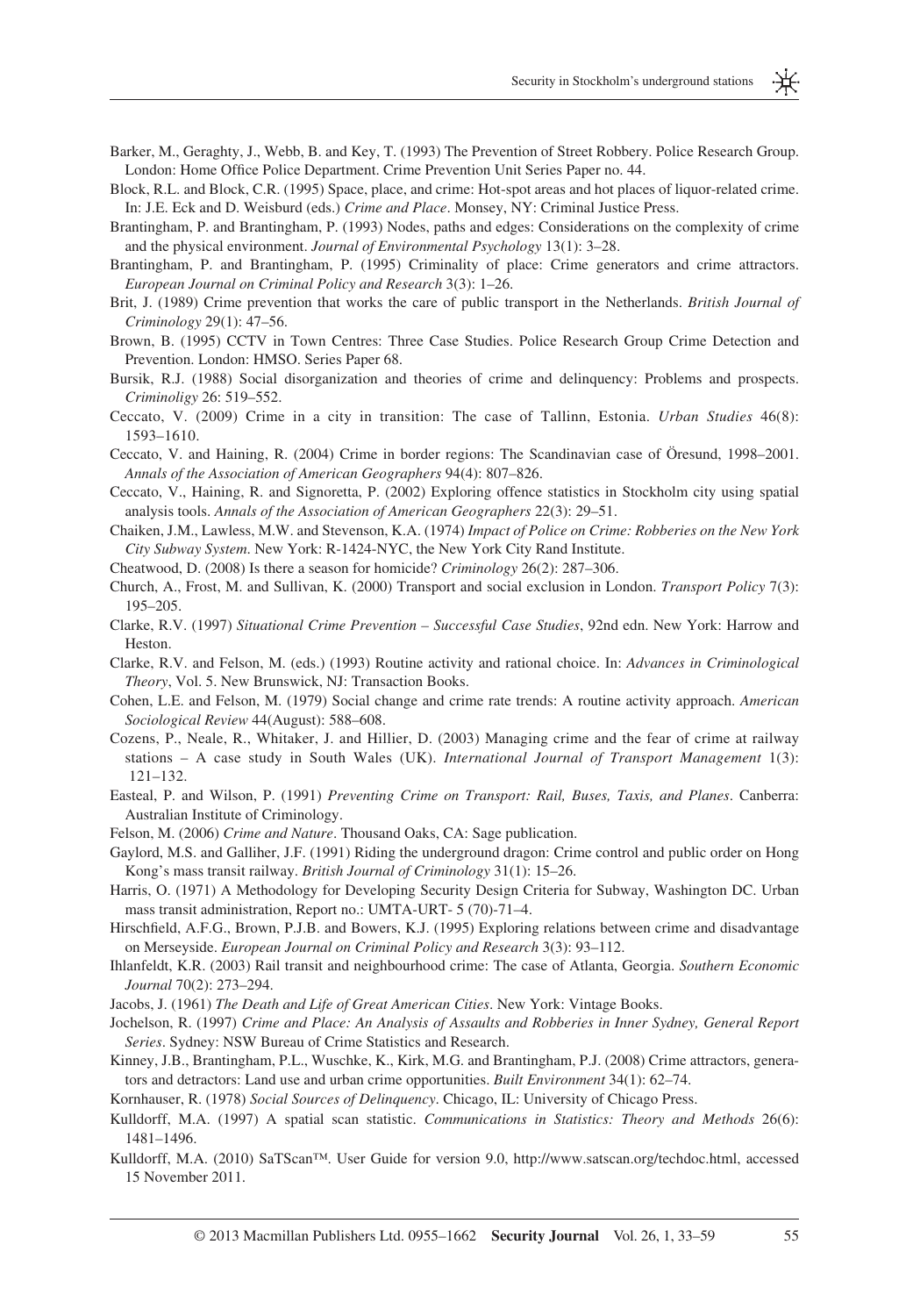Barker, M., Geraghty, J., Webb, B. and Key, T. (1993) The Prevention of Street Robbery. Police Research Group. London: Home Office Police Department. Crime Prevention Unit Series Paper no. 44.

Block, R.L. and Block, C.R. (1995) Space, place, and crime: Hot-spot areas and hot places of liquor-related crime. In: J.E. Eck and D. Weisburd (eds.) *Crime and Place*. Monsey, NY: Criminal Justice Press.

Brantingham, P. and Brantingham, P. (1993) Nodes, paths and edges: Considerations on the complexity of crime and the physical environment. *Journal of Environmental Psychology* 13(1): 3–28.

Brantingham, P. and Brantingham, P. (1995) Criminality of place: Crime generators and crime attractors. *European Journal on Criminal Policy and Research* 3(3): 1–26.

Brit, J. (1989) Crime prevention that works the care of public transport in the Netherlands. *British Journal of Criminology* 29(1): 47–56.

Brown, B. (1995) CCTV in Town Centres: Three Case Studies. Police Research Group Crime Detection and Prevention. London: HMSO. Series Paper 68.

Bursik, R.J. (1988) Social disorganization and theories of crime and delinquency: Problems and prospects. *Criminoligy* 26: 519–552.

Ceccato, V. (2009) Crime in a city in transition: The case of Tallinn, Estonia. *Urban Studies* 46(8): 1593–1610.

Ceccato, V. and Haining, R. (2004) Crime in border regions: The Scandinavian case of Öresund, 1998–2001. *Annals of the Association of American Geographers* 94(4): 807–826.

Ceccato, V., Haining, R. and Signoretta, P. (2002) Exploring offence statistics in Stockholm city using spatial analysis tools. *Annals of the Association of American Geographers* 22(3): 29–51.

Chaiken, J.M., Lawless, M.W. and Stevenson, K.A. (1974) *Impact of Police on Crime: Robberies on the New York City Subway System*. New York: R-1424-NYC, the New York City Rand Institute.

Cheatwood, D. (2008) Is there a season for homicide? *Criminology* 26(2): 287–306.

Church, A., Frost, M. and Sullivan, K. (2000) Transport and social exclusion in London. *Transport Policy* 7(3): 195–205.

Clarke, R.V. (1997) *Situational Crime Prevention – Successful Case Studies*, 92nd edn. New York: Harrow and Heston.

Clarke, R.V. and Felson, M. (eds.) (1993) Routine activity and rational choice. In: *Advances in Criminological Theory*, Vol. 5. New Brunswick, NJ: Transaction Books.

Cohen, L.E. and Felson, M. (1979) Social change and crime rate trends: A routine activity approach. *American Sociological Review* 44(August): 588–608.

Cozens, P., Neale, R., Whitaker, J. and Hillier, D. (2003) Managing crime and the fear of crime at railway stations – A case study in South Wales (UK). *International Journal of Transport Management* 1(3): 121–132.

Easteal, P. and Wilson, P. (1991) *Preventing Crime on Transport: Rail, Buses, Taxis, and Planes*. Canberra: Australian Institute of Criminology.

Felson, M. (2006) *Crime and Nature*. Thousand Oaks, CA: Sage publication.

Gaylord, M.S. and Galliher, J.F. (1991) Riding the underground dragon: Crime control and public order on Hong Kong's mass transit railway. *British Journal of Criminology* 31(1): 15–26.

Harris, O. (1971) A Methodology for Developing Security Design Criteria for Subway, Washington DC. Urban mass transit administration, Report no.: UMTA-URT- 5 (70)-71–4.

Hirschfield, A.F.G., Brown, P.J.B. and Bowers, K.J. (1995) Exploring relations between crime and disadvantage on Merseyside. *European Journal on Criminal Policy and Research* 3(3): 93–112.

Ihlanfeldt, K.R. (2003) Rail transit and neighbourhood crime: The case of Atlanta, Georgia. *Southern Economic Journal* 70(2): 273–294.

Jacobs, J. (1961) *The Death and Life of Great American Cities*. New York: Vintage Books.

Jochelson, R. (1997) *Crime and Place: An Analysis of Assaults and Robberies in Inner Sydney, General Report Series*. Sydney: NSW Bureau of Crime Statistics and Research.

Kinney, J.B., Brantingham, P.L., Wuschke, K., Kirk, M.G. and Brantingham, P.J. (2008) Crime attractors, generators and detractors: Land use and urban crime opportunities. *Built Environment* 34(1): 62–74.

Kornhauser, R. (1978) *Social Sources of Delinquency*. Chicago, IL: University of Chicago Press.

Kulldorff, M.A. (1997) A spatial scan statistic. *Communications in Statistics: Theory and Methods* 26(6): 1481–1496.

Kulldorff, M.A. (2010) SaTScan™. User Guide for version 9.0, http://www.satscan.org/techdoc.html, accessed 15 November 2011.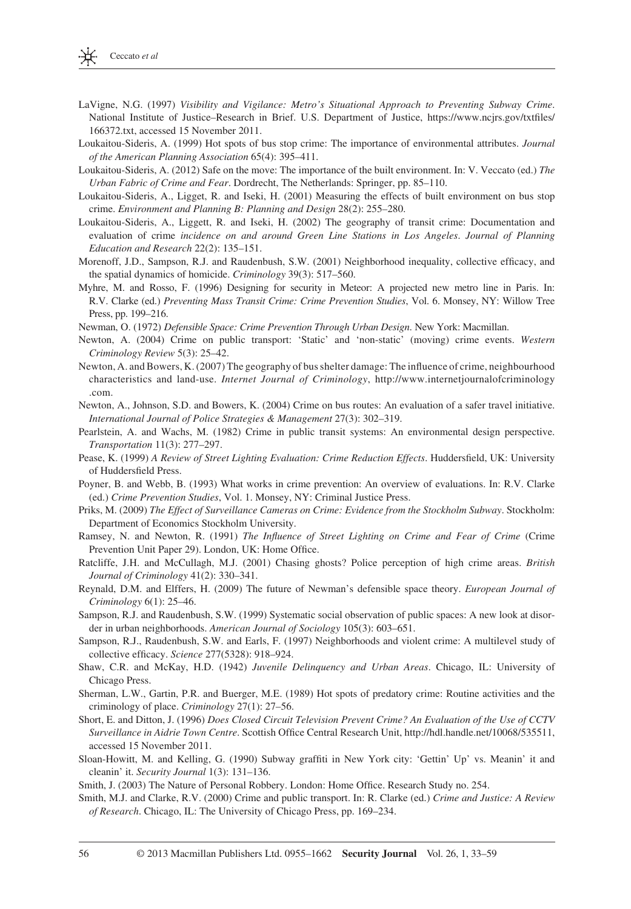LaVigne, N.G. (1997) *Visibility and Vigilance: Metro's Situational Approach to Preventing Subway Crime*. National Institute of Justice–Research in Brief. U.S. Department of Justice, https://www.ncjrs.gov/txtfiles/166372.txt, accessed 15 November 2011.

Loukaitou-Sideris, A. (1999) Hot spots of bus stop crime: The importance of environmental attributes. *Journal of the American Planning Association* 65(4): 395–411.

Loukaitou-Sideris, A. (2012) Safe on the move: The importance of the built environment. In: V. Veccato (ed.) *The Urban Fabric of Crime and Fear*. Dordrecht, The Netherlands: Springer, pp. 85–110.

Loukaitou-Sideris, A., Ligget, R. and Iseki, H. (2001) Measuring the effects of built environment on bus stop crime. *Environment and Planning B: Planning and Design* 28(2): 255–280.

Loukaitou-Sideris, A., Liggett, R. and Iseki, H. (2002) The geography of transit crime: Documentation and evaluation of crime *incidence on and around Green Line Stations in Los Angeles*. *Journal of Planning Education and Research* 22(2): 135–151.

Morenoff, J.D., Sampson, R.J. and Raudenbush, S.W. (2001) Neighborhood inequality, collective efficacy, and the spatial dynamics of homicide. *Criminology* 39(3): 517–560.

Myhre, M. and Rosso, F. (1996) Designing for security in Meteor: A projected new metro line in Paris. In: R.V. Clarke (ed.) *Preventing Mass Transit Crime: Crime Prevention Studies*, Vol. 6. Monsey, NY: Willow Tree Press, pp. 199–216.

Newman, O. (1972) *Defensible Space: Crime Prevention Through Urban Design*. New York: Macmillan.

Newton, A. (2004) Crime on public transport: 'Static' and 'non-static' (moving) crime events. *Western Criminology Review* 5(3): 25–42.

Newton, A. and Bowers, K. (2007) The geography of bus shelter damage: The influence of crime, neighbourhood characteristics and land-use. *Internet Journal of Criminology*, http://www.internetjournalofcriminology.com.

Newton, A., Johnson, S.D. and Bowers, K. (2004) Crime on bus routes: An evaluation of a safer travel initiative. *International Journal of Police Strategies & Management* 27(3): 302–319.

Pearlstein, A. and Wachs, M. (1982) Crime in public transit systems: An environmental design perspective. *Transportation* 11(3): 277–297.

Pease, K. (1999) *A Review of Street Lighting Evaluation: Crime Reduction Effects*. Huddersfield, UK: University of Huddersfield Press.

Poyner, B. and Webb, B. (1993) What works in crime prevention: An overview of evaluations. In: R.V. Clarke (ed.) *Crime Prevention Studies*, Vol. 1. Monsey, NY: Criminal Justice Press.

Priks, M. (2009) *The Effect of Surveillance Cameras on Crime: Evidence from the Stockholm Subway*. Stockholm: Department of Economics Stockholm University.

Ramsey, N. and Newton, R. (1991) *The Influence of Street Lighting on Crime and Fear of Crime* (Crime Prevention Unit Paper 29). London, UK: Home Office.

Ratcliffe, J.H. and McCullagh, M.J. (2001) Chasing ghosts? Police perception of high crime areas. *British Journal of Criminology* 41(2): 330–341.

Reynald, D.M. and Elffers, H. (2009) The future of Newman's defensible space theory. *European Journal of Criminology* 6(1): 25–46.

Sampson, R.J. and Raudenbush, S.W. (1999) Systematic social observation of public spaces: A new look at disorder in urban neighborhoods. *American Journal of Sociology* 105(3): 603–651.

Sampson, R.J., Raudenbush, S.W. and Earls, F. (1997) Neighborhoods and violent crime: A multilevel study of collective efficacy. *Science* 277(5328): 918–924.

Shaw, C.R. and McKay, H.D. (1942) *Juvenile Delinquency and Urban Areas*. Chicago, IL: University of Chicago Press.

Sherman, L.W., Gartin, P.R. and Buerger, M.E. (1989) Hot spots of predatory crime: Routine activities and the criminology of place. *Criminology* 27(1): 27–56.

Short, E. and Ditton, J. (1996) *Does Closed Circuit Television Prevent Crime? An Evaluation of the Use of CCTV Surveillance in Airdie Town Centre*. Scottish Office Central Research Unit, http://hdl.handle.net/10068/535511, accessed 15 November 2011.

Sloan-Howitt, M. and Kelling, G. (1990) Subway graffiti in New York city: 'Gettin' Up' vs. Meanin' it and cleanin' it. *Security Journal* 1(3): 131–136.

Smith, J. (2003) The Nature of Personal Robbery. London: Home Office. Research Study no. 254.

Smith, M.J. and Clarke, R.V. (2000) Crime and public transport. In: R. Clarke (ed.) *Crime and Justice: A Review of Research*. Chicago, IL: The University of Chicago Press, pp. 169–234.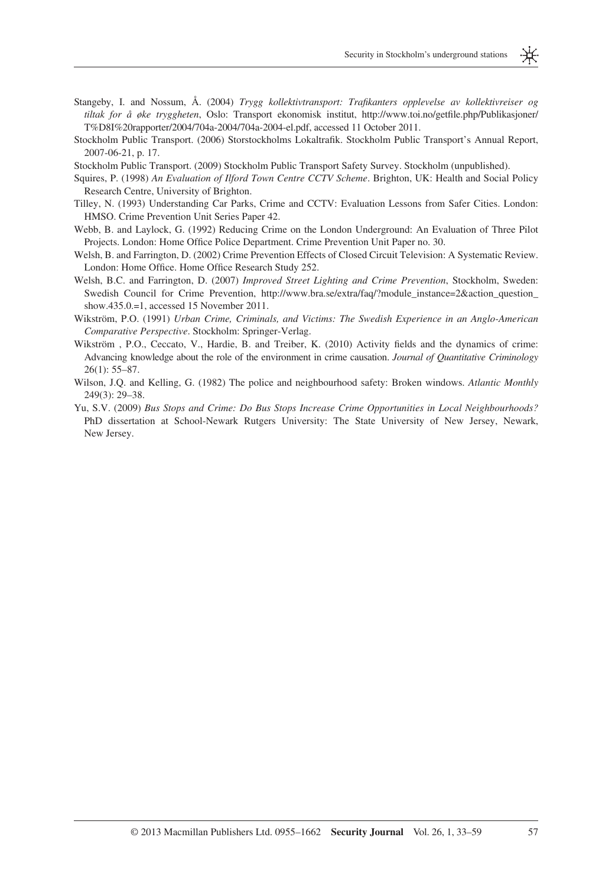Stangeby, I. and Nossum, Å. (2004) *Trygg kollektivtransport: Trafikanters opplevelse av kollektivreiser og tiltak for å øke tryggheten*, Oslo: Transport ekonomisk institut, http://www.toi.no/getfile.php/Publikasjoner/T%D8I%20rapporter/2004/704a-2004/704a-2004-el.pdf, accessed 11 October 2011.

Stockholm Public Transport. (2006) Storstockholms Lokaltrafik. Stockholm Public Transport's Annual Report, 2007-06-21, p. 17.

Stockholm Public Transport. (2009) Stockholm Public Transport Safety Survey. Stockholm (unpublished).

Squires, P. (1998) *An Evaluation of Ilford Town Centre CCTV Scheme*. Brighton, UK: Health and Social Policy Research Centre, University of Brighton.

Tilley, N. (1993) Understanding Car Parks, Crime and CCTV: Evaluation Lessons from Safer Cities. London: HMSO. Crime Prevention Unit Series Paper 42.

Webb, B. and Laylock, G. (1992) Reducing Crime on the London Underground: An Evaluation of Three Pilot Projects. London: Home Office Police Department. Crime Prevention Unit Paper no. 30.

Welsh, B. and Farrington, D. (2002) Crime Prevention Effects of Closed Circuit Television: A Systematic Review. London: Home Office. Home Office Research Study 252.

Welsh, B.C. and Farrington, D. (2007) *Improved Street Lighting and Crime Prevention*, Stockholm, Sweden: Swedish Council for Crime Prevention, http://www.bra.se/extra/faq/?module_instance=2&action_question_show.435.0.=1, accessed 15 November 2011.

Wikström, P.O. (1991) *Urban Crime, Criminals, and Victims: The Swedish Experience in an Anglo-American Comparative Perspective*. Stockholm: Springer-Verlag.

Wikström , P.O., Ceccato, V., Hardie, B. and Treiber, K. (2010) Activity fields and the dynamics of crime: Advancing knowledge about the role of the environment in crime causation. *Journal of Quantitative Criminology* 26(1): 55–87.

Wilson, J.Q. and Kelling, G. (1982) The police and neighbourhood safety: Broken windows. *Atlantic Monthly* 249(3): 29–38.

Yu, S.V. (2009) *Bus Stops and Crime: Do Bus Stops Increase Crime Opportunities in Local Neighbourhoods?* PhD dissertation at School-Newark Rutgers University: The State University of New Jersey, Newark, New Jersey.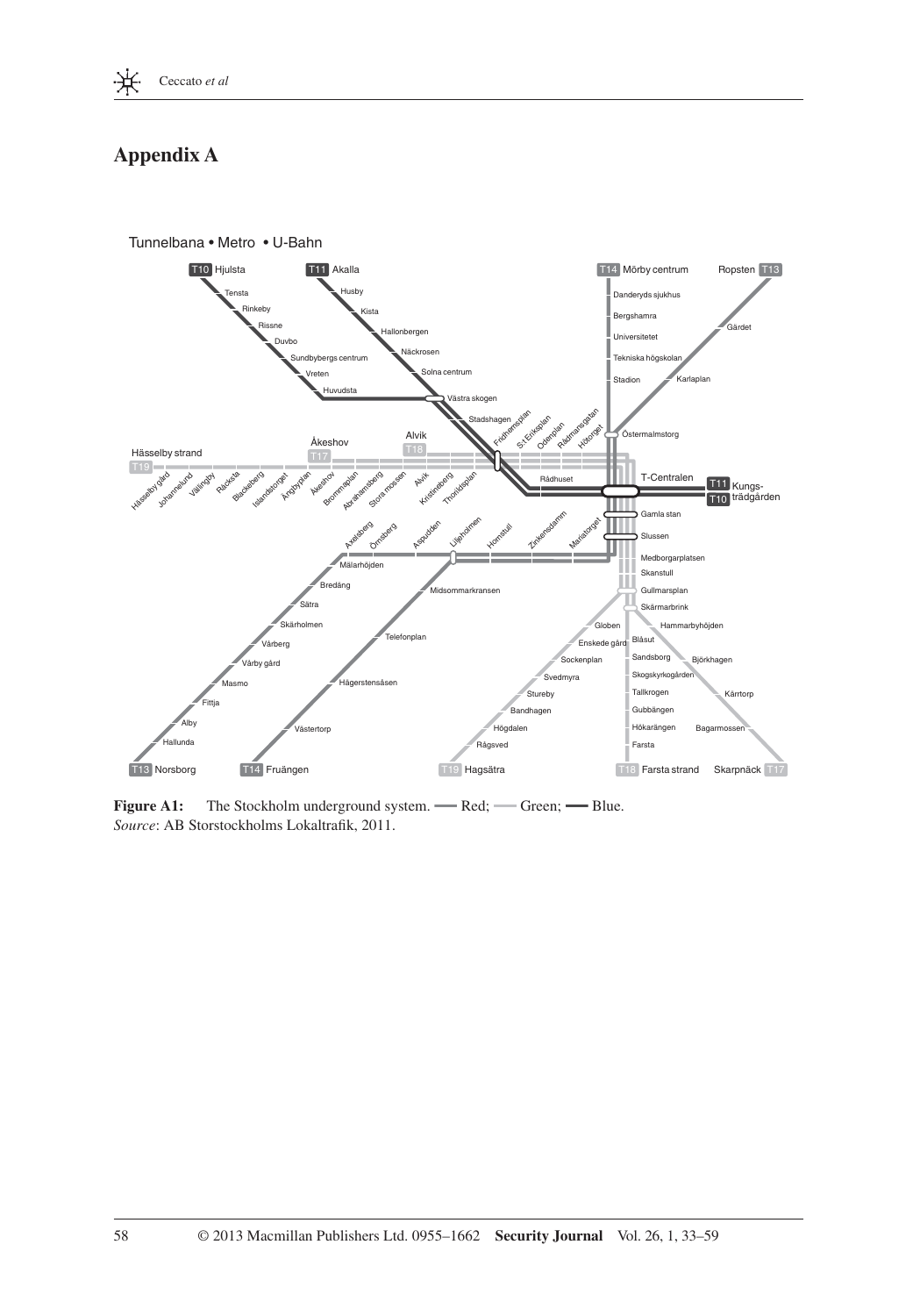# Appendix A

Figure A1: The Stockholm underground system. — Red; — Green; — Blue.
*Source*: AB Storstockholms Lokaltrafik, 2011.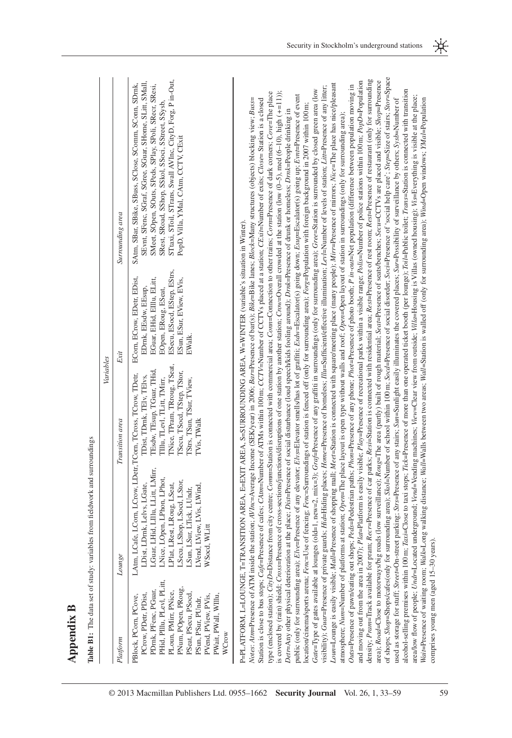# Appendix B

**Table B1:** The data set of study: variables from fieldwork and surroundings

| Variables | | | | |
|---|---|---|---|---|
| *Platform* | *Lounge* | *Transition area* | *Exit* | *Surrounding area* |
| PBlock, PCorn, PCove, PCrow, PDetr, PDist, PDrnk, PFenc, PGuar, PHid, PIllu, PLevl, PLitt, PLoun, PMirr, PNice, PNum, POpen, PRoug, PSeat, PSecu, PSocd, PSun, PSur, PUndr, PVend, PView, PVis, PWait, PWall, WIllu, WCrow | LAtm, LCafe, LCorn, LCrow, LDetr, LDist, LDrnk, LElvs, LGate, LGuar, LHid, LIllu, LLitt, LMirr, LNice, LOpen, LPhon, LPhot, LPlat, LRest, LRoug, LSeat, LSecu, LShop, LSocd, LStor, LSun, LSur, LTick, LUndr, LVend, LView, LVis, LWind, WSocd, WLitt | TCorn, TCross, TCrow, TDetr, TDist, TDrnk, TElv, TElvs, TEsdw, TEsup, TGuar, THid, TIllu, TLevl, TLitt, TMirr, TNice, TPram, TRoug, TSeat, TSecu, TSocd, TStep, TStor, TStrs, TSun, TSur, TView, TVis, TWalk | ECorn, ECrow, EDetr, EDist, EDrnk, EEsdw, EEsup, EGuar, EHid, EIllu, ELitt, EOpen, ERoug, ESeat, ESecu, ESocd, EStep, EStrs, ESun, ESur, EView, EVis, EWalk. | SAtm, SBar, SBike, SBuss, SClose, SComm, SConn, SDrnk, SEvnt, SFenc, SGraf, SGree, SGuar, SHome, SLitt, SMall, SMeet, SOpen, SOuts, SPeds, SPlay, SPoli, SRecr, SResi, SRest, SRoad, SShop, SSkol, SSoci, SStreet, SSysb, STaxi, SToil, STrans, Swall AVInc, CityD, Forg, P in-Out, PopD, Villa, YMal, CAtm, CCTV, CExit |

P=PLATFORM, L=LOUNGE, T=TRANSITION AREA, E=EXIT AREA, S=SURROUNDING AREA, W=WINTER (variable's situation in Winter).

*Notes*: *Atm*=Presence of ATM inside the station; *AVInc*=Average Income (SEK/year) in 2006; *Bar*=Presence of bar(s); *Bike*=Bike lanes; *Block*=Many structures (objects) blocking view; *Buss*=Station is close to bus stops; *Cafe*=Presence of cafes; *CAtm*=Number of ATMs within 100 m; *CCTV*=Number of CCTVs placed at a station; *CExit*=Number of exits; *Close*= Station is a closed type (enclosed station); *CityD*=Distance from city centre; *Comm*=Station is connected with commercial area; *Conn*=Connection to other trains; *Corn*=Presence of dark corners; *Cove*=The place is covered by (train) shield; *Cross*=Presence of cross-sections/junctions/disruptions of one station by another station; *Crow*=Overall crowded at the station (low (0–5), med (6–10), high (+=11)); *Detr*=Any other physical deterioration at the place; *Dist*=Presence of social disturbance (loud speech/kids fooling around); *Drnk*=Presence of drunk or homeless; *Drnk*=People drinking in public (only for surrounding area); *Elvs*=Presence of any elevator; *Elvs*=Elevator smells/has lot of graffiti; *Esdw*=Escalator(s) going down; *Esup*=Escalator(s) going up; *Evnt*=Presence of event location/cinema/sports arena; *Fenc*=Use of fencing; *Fenc*=Surroundings of station is fenced off (only for surrounding area); *Forg*=Population with foreign background in 2007 within 100 m; *Gate*=Type of gates available at lounges (old=1, new=2, mix=3); *Graf*=Presence of any graffiti in surroundings (only for surrounding area); *Gree*=Station is surrounded by closed green area (low visibility); *Guar*=Presence of private guards; *Hid*=Hiding places; *Home*=Presence of homeless; *Illu*=Sufficient/effective illumination; *Levl*=Number of levels of station; *Litt*=Presence of any litter; *Loun*=Lounge is easily visible; *Mall*=Presence of shopping mall; *Meet*=Station is connected with square/meeting place (many people); *Mirr*=Presence of mirrors; *Nice*=The place has nice/pleasant atmosphere; *Num*=Number of platforms at station; *Open*=The place layout is open type without walls and roof; *Open*=Open layout of station in surroundings (only for surrounding area); *Outs*=Presence of pawn/eating out shops; *Peds*=Pedestrian paths; *Phon*=Presence of any phone; *Phot*=Presence of photo booth; *P in-out*=Net population (difference between population moving in and moving out from the area in 2007); *Plat*=Platform is easily visible; *Play*=Presence of recreational parks within a visible range; *Polis*=Number of police stations within 100 m; *PopD*=Population density; *Pram*=Track available for pram; *Recr*=Presence of car parks; *Resi*=Station is connected with residential area; *Rest*=Presence of rest room; *Rest*=Presence of restaurant (only for surrounding area); *Road*=Close to motorways/big roads (low surveillance); *Roug*=The area (partly) built of rough material; *Seat*=Presence of seats/benches; *Secu*=CCTVs are placed and visible; *Shop*=Presence of shops; *Shop*=Shops/cafes(only for surrounding area); *Skol*=Number of school within 100 m; *Socd*=Presence of social disorder; *Soci*=Presence of 'social help care'; *Step*=Size of stairs; *Stor*=Space used as storage for stuff; *Street*=On-street parking; *Strs*=Presence of any stairs; *Sun*=Sunlight easily illuminates the covered places; *Sur*=Possibility of surveillance by others; *Sysb*=Number of alcohol-selling premises within 100 m; *Taxi*=Close to taxi stops; *Tick*=Presence of more than one operated ticket booth (per lounge); *Toil*=Public toilet; *Trans*=Station is connected with transition area/flow of people; *Undr*=Located underground; *Vend*=Vending machines; *View*=Clear view from outside; *Villa*=Housing is Villas (owned housing); *Vis*=Everything is visible at the place; *Wait*=Presence of waiting room; *Walk*=Long walking distance; *Wall*=Walls between two areas; *Wall*=Station is walled off (only for surrounding area); *Wind*=Open windows; *YMal*=Population comprises young men (aged 15–30 years).